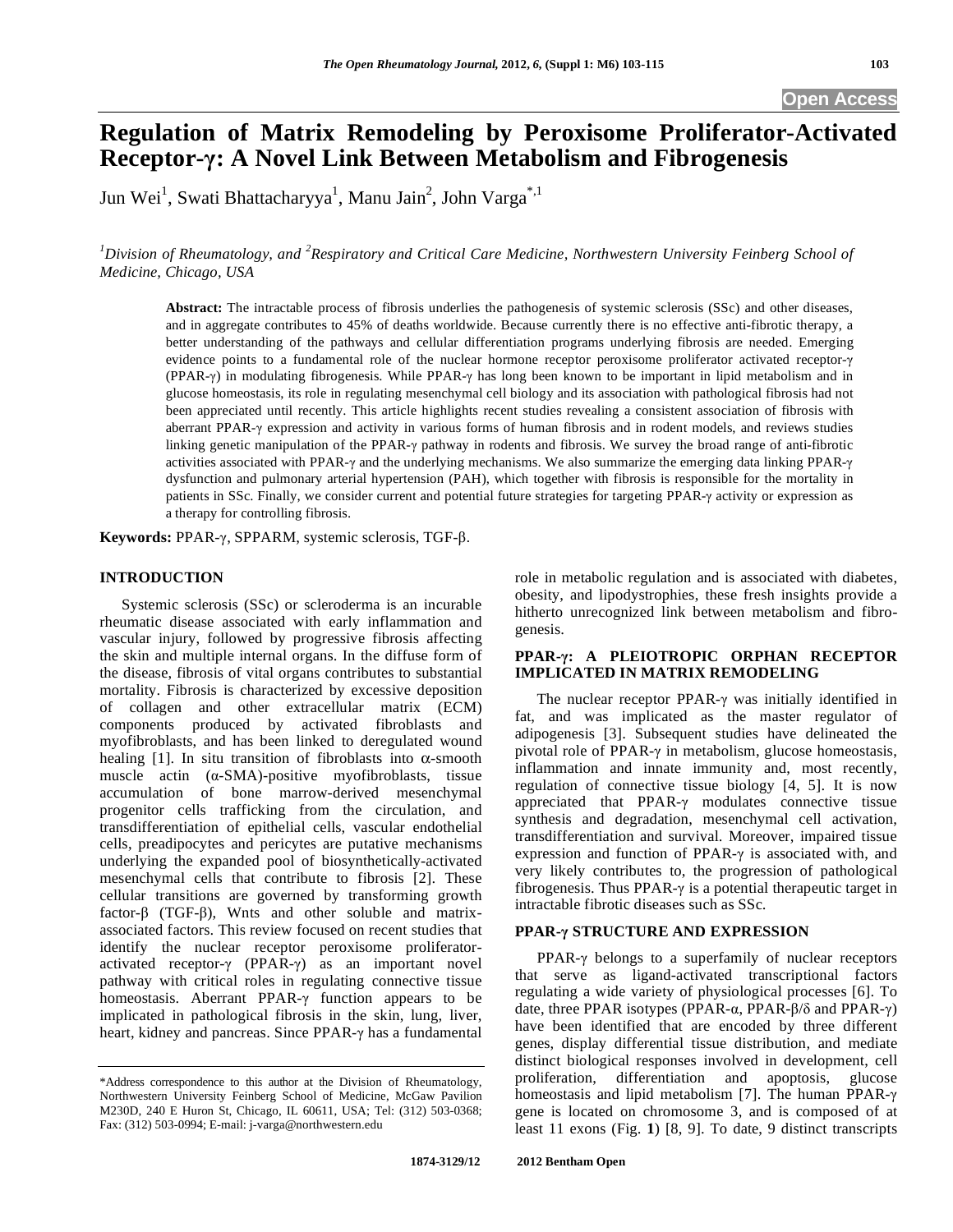# Regulation of Matrix Remodeling by Peroxisome Proliferator-Activated Receptor-γ: A Novel Link Between Metabolism and Fibrogenesis

Jun Wei[1], Swati Bhattacharyya[1], Manu Jain[2], John Varga[*,1]

[1]*Division of Rheumatology, and* [2]*Respiratory and Critical Care Medicine, Northwestern University Feinberg School of Medicine, Chicago, USA*

**Abstract:** The intractable process of fibrosis underlies the pathogenesis of systemic sclerosis (SSc) and other diseases, and in aggregate contributes to 45% of deaths worldwide. Because currently there is no effective anti-fibrotic therapy, a better understanding of the pathways and cellular differentiation programs underlying fibrosis are needed. Emerging evidence points to a fundamental role of the nuclear hormone receptor peroxisome proliferator activated receptor-γ (PPAR-γ) in modulating fibrogenesis. While PPAR-γ has long been known to be important in lipid metabolism and in glucose homeostasis, its role in regulating mesenchymal cell biology and its association with pathological fibrosis had not been appreciated until recently. This article highlights recent studies revealing a consistent association of fibrosis with aberrant PPAR-γ expression and activity in various forms of human fibrosis and in rodent models, and reviews studies linking genetic manipulation of the PPAR-γ pathway in rodents and fibrosis. We survey the broad range of anti-fibrotic activities associated with PPAR-γ and the underlying mechanisms. We also summarize the emerging data linking PPAR-γ dysfunction and pulmonary arterial hypertension (PAH), which together with fibrosis is responsible for the mortality in patients in SSc. Finally, we consider current and potential future strategies for targeting PPAR-γ activity or expression as a therapy for controlling fibrosis.

**Keywords:** PPAR-γ, SPPARM, systemic sclerosis, TGF-β.

## INTRODUCTION

Systemic sclerosis (SSc) or scleroderma is an incurable rheumatic disease associated with early inflammation and vascular injury, followed by progressive fibrosis affecting the skin and multiple internal organs. In the diffuse form of the disease, fibrosis of vital organs contributes to substantial mortality. Fibrosis is characterized by excessive deposition of collagen and other extracellular matrix (ECM) components produced by activated fibroblasts and myofibroblasts, and has been linked to deregulated wound healing [1]. In situ transition of fibroblasts into α-smooth muscle actin (α-SMA)-positive myofibroblasts, tissue accumulation of bone marrow-derived mesenchymal progenitor cells trafficking from the circulation, and transdifferentiation of epithelial cells, vascular endothelial cells, preadipocytes and pericytes are putative mechanisms underlying the expanded pool of biosynthetically-activated mesenchymal cells that contribute to fibrosis [2]. These cellular transitions are governed by transforming growth factor-β (TGF-β), Wnts and other soluble and matrix-associated factors. This review focused on recent studies that identify the nuclear receptor peroxisome proliferator-activated receptor-γ (PPAR-γ) as an important novel pathway with critical roles in regulating connective tissue homeostasis. Aberrant PPAR-γ function appears to be implicated in pathological fibrosis in the skin, lung, liver, heart, kidney and pancreas. Since PPAR-γ has a fundamental role in metabolic regulation and is associated with diabetes, obesity, and lipodystrophies, these fresh insights provide a hitherto unrecognized link between metabolism and fibrogenesis.

\*Address correspondence to this author at the Division of Rheumatology, Northwestern University Feinberg School of Medicine, McGaw Pavilion M230D, 240 E Huron St, Chicago, IL 60611, USA; Tel: (312) 503-0368; Fax: (312) 503-0994; E-mail: j-varga@northwestern.edu

## PPAR-γ: A PLEIOTROPIC ORPHAN RECEPTOR IMPLICATED IN MATRIX REMODELING

The nuclear receptor PPAR-γ was initially identified in fat, and was implicated as the master regulator of adipogenesis [3]. Subsequent studies have delineated the pivotal role of PPAR-γ in metabolism, glucose homeostasis, inflammation and innate immunity and, most recently, regulation of connective tissue biology [4, 5]. It is now appreciated that PPAR-γ modulates connective tissue synthesis and degradation, mesenchymal cell activation, transdifferentiation and survival. Moreover, impaired tissue expression and function of PPAR-γ is associated with, and very likely contributes to, the progression of pathological fibrogenesis. Thus PPAR-γ is a potential therapeutic target in intractable fibrotic diseases such as SSc.

## PPAR-γ STRUCTURE AND EXPRESSION

PPAR-γ belongs to a superfamily of nuclear receptors that serve as ligand-activated transcriptional factors regulating a wide variety of physiological processes [6]. To date, three PPAR isotypes (PPAR-α, PPAR-β/δ and PPAR-γ) have been identified that are encoded by three different genes, display differential tissue distribution, and mediate distinct biological responses involved in development, cell proliferation, differentiation and apoptosis, glucose homeostasis and lipid metabolism [7]. The human PPAR-γ gene is located on chromosome 3, and is composed of at least 11 exons (Fig. **1**) [8, 9]. To date, 9 distinct transcripts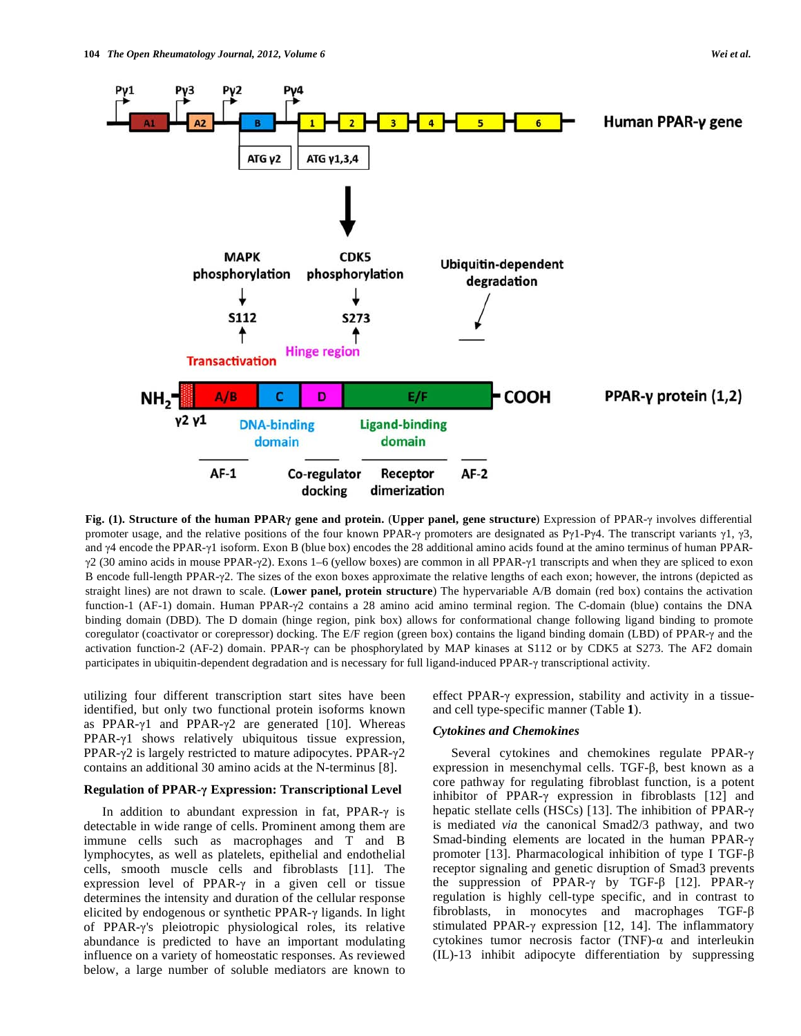**Fig. (1). Structure of the human PPARγ gene and protein.** (**Upper panel, gene structure**) Expression of PPAR-γ involves differential promoter usage, and the relative positions of the four known PPAR-γ promoters are designated as Pγ1-Pγ4. The transcript variants γ1, γ3, and γ4 encode the PPAR-γ1 isoform. Exon B (blue box) encodes the 28 additional amino acids found at the amino terminus of human PPAR-γ2 (30 amino acids in mouse PPAR-γ2). Exons 1–6 (yellow boxes) are common in all PPAR-γ1 transcripts and when they are spliced to exon B encode full-length PPAR-γ2. The sizes of the exon boxes approximate the relative lengths of each exon; however, the introns (depicted as straight lines) are not drawn to scale. (**Lower panel, protein structure**) The hypervariable A/B domain (red box) contains the activation function-1 (AF-1) domain. Human PPAR-γ2 contains a 28 amino acid amino terminal region. The C-domain (blue) contains the DNA binding domain (DBD). The D domain (hinge region, pink box) allows for conformational change following ligand binding to promote coregulator (coactivator or corepressor) docking. The E/F region (green box) contains the ligand binding domain (LBD) of PPAR-γ and the activation function-2 (AF-2) domain. PPAR-γ can be phosphorylated by MAP kinases at S112 or by CDK5 at S273. The AF2 domain participates in ubiquitin-dependent degradation and is necessary for full ligand-induced PPAR-γ transcriptional activity.

utilizing four different transcription start sites have been identified, but only two functional protein isoforms known as PPAR-γ1 and PPAR-γ2 are generated [10]. Whereas PPAR-γ1 shows relatively ubiquitous tissue expression, PPAR-γ2 is largely restricted to mature adipocytes. PPAR-γ2 contains an additional 30 amino acids at the N-terminus [8].

## Regulation of PPAR-γ Expression: Transcriptional Level

In addition to abundant expression in fat, PPAR-γ is detectable in wide range of cells. Prominent among them are immune cells such as macrophages and T and B lymphocytes, as well as platelets, epithelial and endothelial cells, smooth muscle cells and fibroblasts [11]. The expression level of PPAR-γ in a given cell or tissue determines the intensity and duration of the cellular response elicited by endogenous or synthetic PPAR-γ ligands. In light of PPAR-γ's pleiotropic physiological roles, its relative abundance is predicted to have an important modulating influence on a variety of homeostatic responses. As reviewed below, a large number of soluble mediators are known to effect PPAR-γ expression, stability and activity in a tissue- and cell type-specific manner (Table **1**).

### *Cytokines and Chemokines*

Several cytokines and chemokines regulate PPAR-γ expression in mesenchymal cells. TGF-β, best known as a core pathway for regulating fibroblast function, is a potent inhibitor of PPAR-γ expression in fibroblasts [12] and hepatic stellate cells (HSCs) [13]. The inhibition of PPAR-γ is mediated *via* the canonical Smad2/3 pathway, and two Smad-binding elements are located in the human PPAR-γ promoter [13]. Pharmacological inhibition of type I TGF-β receptor signaling and genetic disruption of Smad3 prevents the suppression of PPAR-γ by TGF-β [12]. PPAR-γ regulation is highly cell-type specific, and in contrast to fibroblasts, in monocytes and macrophages TGF-β stimulated PPAR-γ expression [12, 14]. The inflammatory cytokines tumor necrosis factor (TNF)-α and interleukin (IL)-13 inhibit adipocyte differentiation by suppressing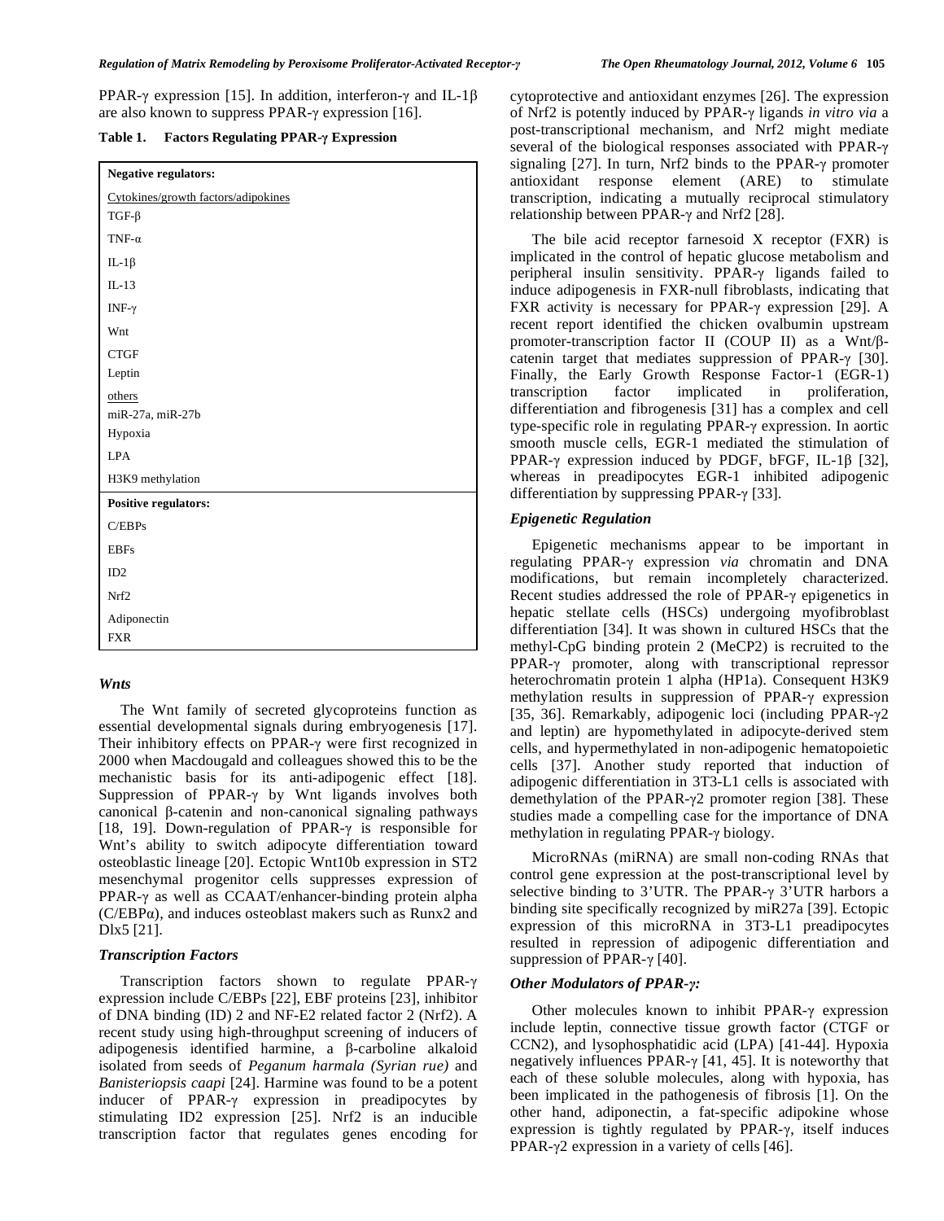PPAR-γ expression [15]. In addition, interferon-γ and IL-1β are also known to suppress PPAR-γ expression [16].

**Table 1. Factors Regulating PPAR-γ Expression**

| **Negative regulators:** |
|---|
| Cytokines/growth factors/adipokines |
| TGF-β |
| TNF-α |
| IL-1β |
| IL-13 |
| INF-γ |
| Wnt |
| CTGF |
| Leptin |
| others |
| miR-27a, miR-27b |
| Hypoxia |
| LPA |
| H3K9 methylation |
| **Positive regulators:** |
| C/EBPs |
| EBFs |
| ID2 |
| Nrf2 |
| Adiponectin |
| FXR |

### *Wnts*

The Wnt family of secreted glycoproteins function as essential developmental signals during embryogenesis [17]. Their inhibitory effects on PPAR-γ were first recognized in 2000 when Macdougald and colleagues showed this to be the mechanistic basis for its anti-adipogenic effect [18]. Suppression of PPAR-γ by Wnt ligands involves both canonical β-catenin and non-canonical signaling pathways [18, 19]. Down-regulation of PPAR-γ is responsible for Wnt's ability to switch adipocyte differentiation toward osteoblastic lineage [20]. Ectopic Wnt10b expression in ST2 mesenchymal progenitor cells suppresses expression of PPAR-γ as well as CCAAT/enhancer-binding protein alpha (C/EBPα), and induces osteoblast makers such as Runx2 and Dlx5 [21].

### *Transcription Factors*

Transcription factors shown to regulate PPAR-γ expression include C/EBPs [22], EBF proteins [23], inhibitor of DNA binding (ID) 2 and NF-E2 related factor 2 (Nrf2). A recent study using high-throughput screening of inducers of adipogenesis identified harmine, a β-carboline alkaloid isolated from seeds of *Peganum harmala (Syrian rue)* and *Banisteriopsis caapi* [24]. Harmine was found to be a potent inducer of PPAR-γ expression in preadipocytes by stimulating ID2 expression [25]. Nrf2 is an inducible transcription factor that regulates genes encoding for cytoprotective and antioxidant enzymes [26]. The expression of Nrf2 is potently induced by PPAR-γ ligands *in vitro via* a post-transcriptional mechanism, and Nrf2 might mediate several of the biological responses associated with PPAR-γ signaling [27]. In turn, Nrf2 binds to the PPAR-γ promoter antioxidant response element (ARE) to stimulate transcription, indicating a mutually reciprocal stimulatory relationship between PPAR-γ and Nrf2 [28].

The bile acid receptor farnesoid X receptor (FXR) is implicated in the control of hepatic glucose metabolism and peripheral insulin sensitivity. PPAR-γ ligands failed to induce adipogenesis in FXR-null fibroblasts, indicating that FXR activity is necessary for PPAR-γ expression [29]. A recent report identified the chicken ovalbumin upstream promoter-transcription factor II (COUP II) as a Wnt/β-catenin target that mediates suppression of PPAR-γ [30]. Finally, the Early Growth Response Factor-1 (EGR-1) transcription factor implicated in proliferation, differentiation and fibrogenesis [31] has a complex and cell type-specific role in regulating PPAR-γ expression. In aortic smooth muscle cells, EGR-1 mediated the stimulation of PPAR-γ expression induced by PDGF, bFGF, IL-1β [32], whereas in preadipocytes EGR-1 inhibited adipogenic differentiation by suppressing PPAR-γ [33].

### *Epigenetic Regulation*

Epigenetic mechanisms appear to be important in regulating PPAR-γ expression *via* chromatin and DNA modifications, but remain incompletely characterized. Recent studies addressed the role of PPAR-γ epigenetics in hepatic stellate cells (HSCs) undergoing myofibroblast differentiation [34]. It was shown in cultured HSCs that the methyl-CpG binding protein 2 (MeCP2) is recruited to the PPAR-γ promoter, along with transcriptional repressor heterochromatin protein 1 alpha (HP1a). Consequent H3K9 methylation results in suppression of PPAR-γ expression [35, 36]. Remarkably, adipogenic loci (including PPAR-γ2 and leptin) are hypomethylated in adipocyte-derived stem cells, and hypermethylated in non-adipogenic hematopoietic cells [37]. Another study reported that induction of adipogenic differentiation in 3T3-L1 cells is associated with demethylation of the PPAR-γ2 promoter region [38]. These studies made a compelling case for the importance of DNA methylation in regulating PPAR-γ biology.

MicroRNAs (miRNA) are small non-coding RNAs that control gene expression at the post-transcriptional level by selective binding to 3'UTR. The PPAR-γ 3'UTR harbors a binding site specifically recognized by miR27a [39]. Ectopic expression of this microRNA in 3T3-L1 preadipocytes resulted in repression of adipogenic differentiation and suppression of PPAR-γ [40].

### *Other Modulators of PPAR-γ:*

Other molecules known to inhibit PPAR-γ expression include leptin, connective tissue growth factor (CTGF or CCN2), and lysophosphatidic acid (LPA) [41-44]. Hypoxia negatively influences PPAR-γ [41, 45]. It is noteworthy that each of these soluble molecules, along with hypoxia, has been implicated in the pathogenesis of fibrosis [1]. On the other hand, adiponectin, a fat-specific adipokine whose expression is tightly regulated by PPAR-γ, itself induces PPAR-γ2 expression in a variety of cells [46].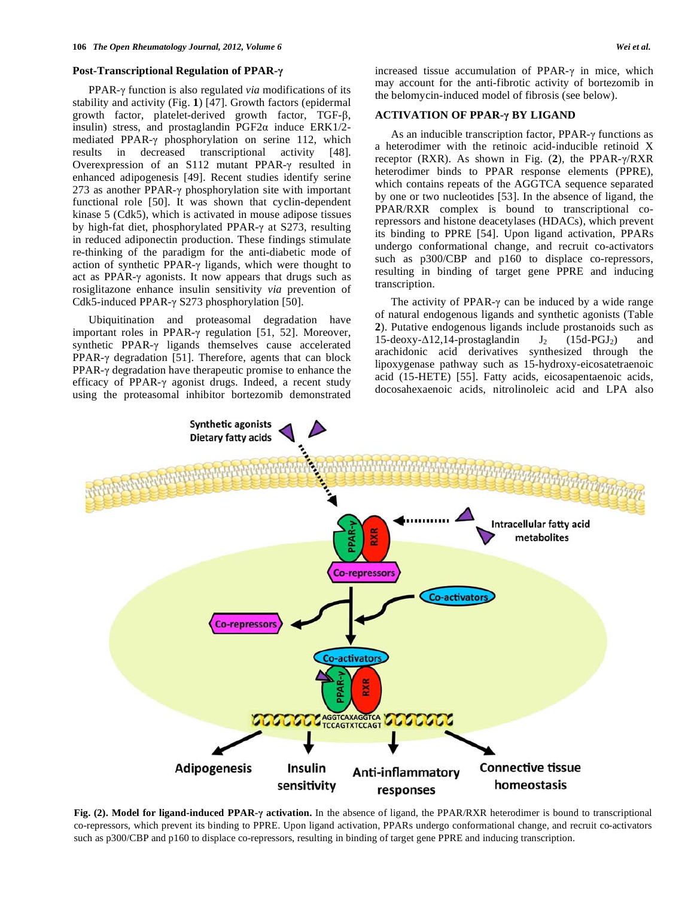### Post-Transcriptional Regulation of PPAR-γ

PPAR-γ function is also regulated *via* modifications of its stability and activity (Fig. **1**) [47]. Growth factors (epidermal growth factor, platelet-derived growth factor, TGF-β, insulin) stress, and prostaglandin PGF2α induce ERK1/2-mediated PPAR-γ phosphorylation on serine 112, which results in decreased transcriptional activity [48]. Overexpression of an S112 mutant PPAR-γ resulted in enhanced adipogenesis [49]. Recent studies identify serine 273 as another PPAR-γ phosphorylation site with important functional role [50]. It was shown that cyclin-dependent kinase 5 (Cdk5), which is activated in mouse adipose tissues by high-fat diet, phosphorylated PPAR-γ at S273, resulting in reduced adiponectin production. These findings stimulate re-thinking of the paradigm for the anti-diabetic mode of action of synthetic PPAR-γ ligands, which were thought to act as PPAR-γ agonists. It now appears that drugs such as rosiglitazone enhance insulin sensitivity *via* prevention of Cdk5-induced PPAR-γ S273 phosphorylation [50].

Ubiquitination and proteasomal degradation have important roles in PPAR-γ regulation [51, 52]. Moreover, synthetic PPAR-γ ligands themselves cause accelerated PPAR-γ degradation [51]. Therefore, agents that can block PPAR-γ degradation have therapeutic promise to enhance the efficacy of PPAR-γ agonist drugs. Indeed, a recent study using the proteasomal inhibitor bortezomib demonstrated increased tissue accumulation of PPAR-γ in mice, which may account for the anti-fibrotic activity of bortezomib in the belomycin-induced model of fibrosis (see below).

## ACTIVATION OF PPAR-γ BY LIGAND

As an inducible transcription factor, PPAR-γ functions as a heterodimer with the retinoic acid-inducible retinoid X receptor (RXR). As shown in Fig. (**2**), the PPAR-γ/RXR heterodimer binds to PPAR response elements (PPRE), which contains repeats of the AGGTCA sequence separated by one or two nucleotides [53]. In the absence of ligand, the PPAR/RXR complex is bound to transcriptional co-repressors and histone deacetylases (HDACs), which prevent its binding to PPRE [54]. Upon ligand activation, PPARs undergo conformational change, and recruit co-activators such as p300/CBP and p160 to displace co-repressors, resulting in binding of target gene PPRE and inducing transcription.

The activity of PPAR-γ can be induced by a wide range of natural endogenous ligands and synthetic agonists (Table **2**). Putative endogenous ligands include prostanoids such as 15-deoxy-Δ12,14-prostaglandin $J_2$ (15d-$PGJ_2$) and arachidonic acid derivatives synthesized through the lipoxygenase pathway such as 15-hydroxy-eicosatetraenoic acid (15-HETE) [55]. Fatty acids, eicosapentaenoic acids, docosahexaenoic acids, nitrolinoleic acid and LPA also

**Fig. (2). Model for ligand-induced PPAR-γ activation.** In the absence of ligand, the PPAR/RXR heterodimer is bound to transcriptional co-repressors, which prevent its binding to PPRE. Upon ligand activation, PPARs undergo conformational change, and recruit co-activators such as p300/CBP and p160 to displace co-repressors, resulting in binding of target gene PPRE and inducing transcription.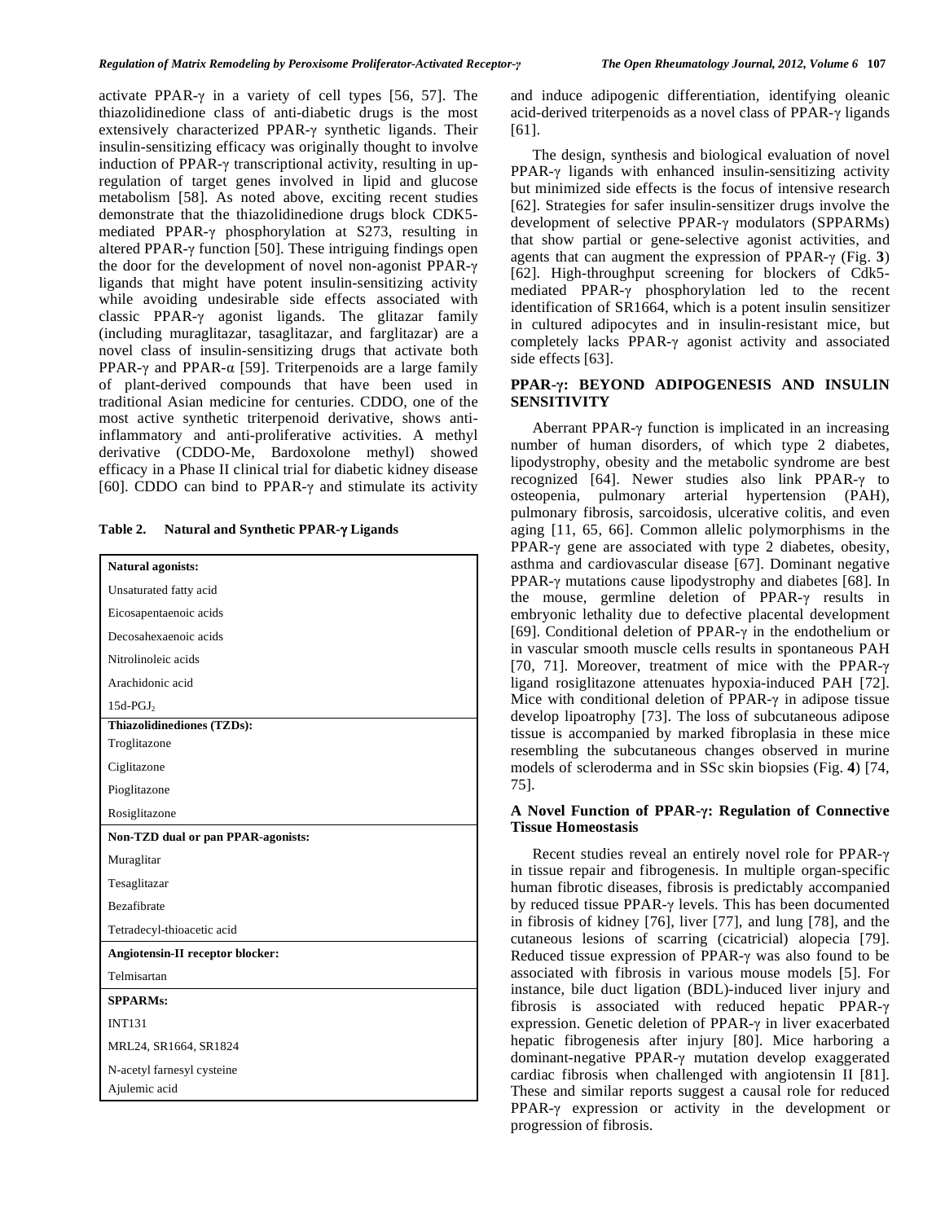activate PPAR-γ in a variety of cell types [56, 57]. The thiazolidinedione class of anti-diabetic drugs is the most extensively characterized PPAR-γ synthetic ligands. Their insulin-sensitizing efficacy was originally thought to involve induction of PPAR-γ transcriptional activity, resulting in up-regulation of target genes involved in lipid and glucose metabolism [58]. As noted above, exciting recent studies demonstrate that the thiazolidinedione drugs block CDK5-mediated PPAR-γ phosphorylation at S273, resulting in altered PPAR-γ function [50]. These intriguing findings open the door for the development of novel non-agonist PPAR-γ ligands that might have potent insulin-sensitizing activity while avoiding undesirable side effects associated with classic PPAR-γ agonist ligands. The glitazar family (including muraglitazar, tasaglitazar, and farglitazar) are a novel class of insulin-sensitizing drugs that activate both PPAR-γ and PPAR-α [59]. Triterpenoids are a large family of plant-derived compounds that have been used in traditional Asian medicine for centuries. CDDO, one of the most active synthetic triterpenoid derivative, shows anti-inflammatory and anti-proliferative activities. A methyl derivative (CDDO-Me, Bardoxolone methyl) showed efficacy in a Phase II clinical trial for diabetic kidney disease [60]. CDDO can bind to PPAR-γ and stimulate its activity and induce adipogenic differentiation, identifying oleanic acid-derived triterpenoids as a novel class of PPAR-γ ligands [61].

**Table 2. Natural and Synthetic PPAR-γ Ligands**

| **Natural agonists:** |
|---|
| Unsaturated fatty acid |
| Eicosapentaenoic acids |
| Decosahexaenoic acids |
| Nitrolinoleic acids |
| Arachidonic acid |
| 15d-PGJ$_2$ |
| **Thiazolidinediones (TZDs):** |
| Troglitazone |
| Ciglitazone |
| Pioglitazone |
| Rosiglitazone |
| **Non-TZD dual or pan PPAR-agonists:** |
| Muraglitar |
| Tesaglitazar |
| Bezafibrate |
| Tetradecyl-thioacetic acid |
| **Angiotensin-II receptor blocker:** |
| Telmisartan |
| **SPPARMs:** |
| INT131 |
| MRL24, SR1664, SR1824 |
| N-acetyl farnesyl cysteine |
| Ajulemic acid |

The design, synthesis and biological evaluation of novel PPAR-γ ligands with enhanced insulin-sensitizing activity but minimized side effects is the focus of intensive research [62]. Strategies for safer insulin-sensitizer drugs involve the development of selective PPAR-γ modulators (SPPARMs) that show partial or gene-selective agonist activities, and agents that can augment the expression of PPAR-γ (Fig. **3**) [62]. High-throughput screening for blockers of Cdk5-mediated PPAR-γ phosphorylation led to the recent identification of SR1664, which is a potent insulin sensitizer in cultured adipocytes and in insulin-resistant mice, but completely lacks PPAR-γ agonist activity and associated side effects [63].

## PPAR-γ: BEYOND ADIPOGENESIS AND INSULIN SENSITIVITY

Aberrant PPAR-γ function is implicated in an increasing number of human disorders, of which type 2 diabetes, lipodystrophy, obesity and the metabolic syndrome are best recognized [64]. Newer studies also link PPAR-γ to osteopenia, pulmonary arterial hypertension (PAH), pulmonary fibrosis, sarcoidosis, ulcerative colitis, and even aging [11, 65, 66]. Common allelic polymorphisms in the PPAR-γ gene are associated with type 2 diabetes, obesity, asthma and cardiovascular disease [67]. Dominant negative PPAR-γ mutations cause lipodystrophy and diabetes [68]. In the mouse, germline deletion of PPAR-γ results in embryonic lethality due to defective placental development [69]. Conditional deletion of PPAR-γ in the endothelium or in vascular smooth muscle cells results in spontaneous PAH [70, 71]. Moreover, treatment of mice with the PPAR-γ ligand rosiglitazone attenuates hypoxia-induced PAH [72]. Mice with conditional deletion of PPAR-γ in adipose tissue develop lipoatrophy [73]. The loss of subcutaneous adipose tissue is accompanied by marked fibroplasia in these mice resembling the subcutaneous changes observed in murine models of scleroderma and in SSc skin biopsies (Fig. **4**) [74, 75].

### A Novel Function of PPAR-γ: Regulation of Connective Tissue Homeostasis

Recent studies reveal an entirely novel role for PPAR-γ in tissue repair and fibrogenesis. In multiple organ-specific human fibrotic diseases, fibrosis is predictably accompanied by reduced tissue PPAR-γ levels. This has been documented in fibrosis of kidney [76], liver [77], and lung [78], and the cutaneous lesions of scarring (cicatricial) alopecia [79]. Reduced tissue expression of PPAR-γ was also found to be associated with fibrosis in various mouse models [5]. For instance, bile duct ligation (BDL)-induced liver injury and fibrosis is associated with reduced hepatic PPAR-γ expression. Genetic deletion of PPAR-γ in liver exacerbated hepatic fibrogenesis after injury [80]. Mice harboring a dominant-negative PPAR-γ mutation develop exaggerated cardiac fibrosis when challenged with angiotensin II [81]. These and similar reports suggest a causal role for reduced PPAR-γ expression or activity in the development or progression of fibrosis.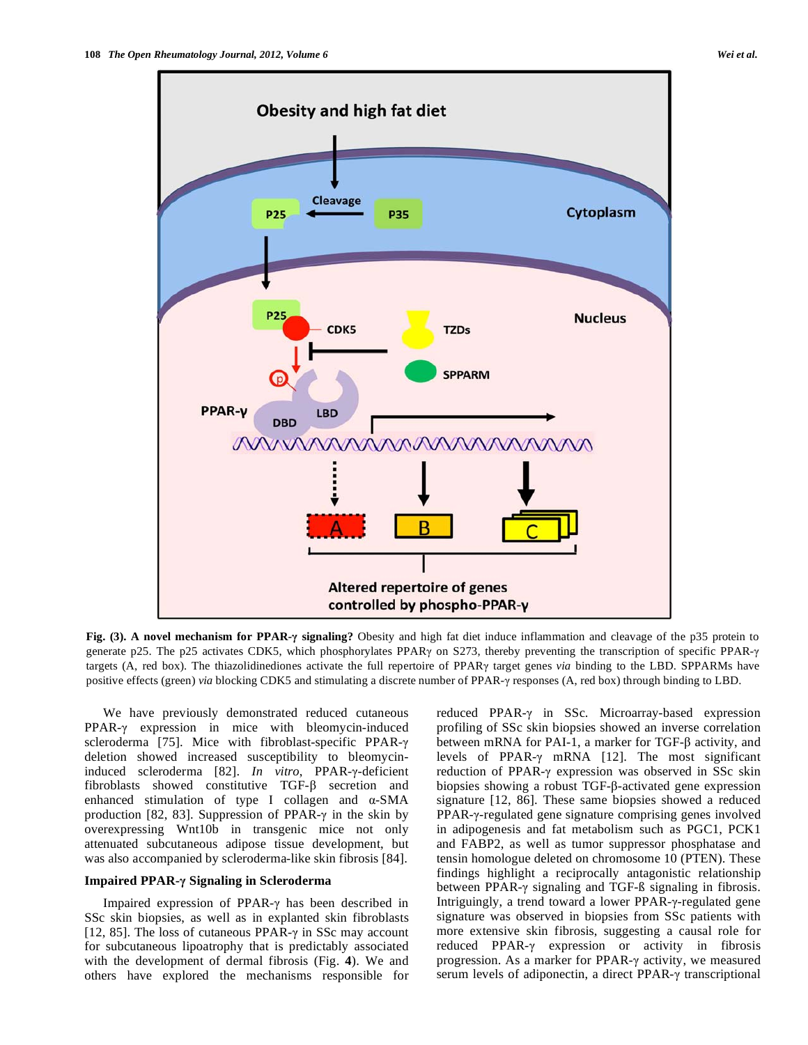**Fig. (3). A novel mechanism for PPAR-γ signaling?** Obesity and high fat diet induce inflammation and cleavage of the p35 protein to generate p25. The p25 activates CDK5, which phosphorylates PPARγ on S273, thereby preventing the transcription of specific PPAR-γ targets (A, red box). The thiazolidinediones activate the full repertoire of PPARγ target genes *via* binding to the LBD. SPPARMs have positive effects (green) *via* blocking CDK5 and stimulating a discrete number of PPAR-γ responses (A, red box) through binding to LBD.

We have previously demonstrated reduced cutaneous PPAR-γ expression in mice with bleomycin-induced scleroderma [75]. Mice with fibroblast-specific PPAR-γ deletion showed increased susceptibility to bleomycin-induced scleroderma [82]. *In vitro*, PPAR-γ-deficient fibroblasts showed constitutive TGF-β secretion and enhanced stimulation of type I collagen and α-SMA production [82, 83]. Suppression of PPAR-γ in the skin by overexpressing Wnt10b in transgenic mice not only attenuated subcutaneous adipose tissue development, but was also accompanied by scleroderma-like skin fibrosis [84].

## Impaired PPAR-γ Signaling in Scleroderma

Impaired expression of PPAR-γ has been described in SSc skin biopsies, as well as in explanted skin fibroblasts [12, 85]. The loss of cutaneous PPAR-γ in SSc may account for subcutaneous lipoatrophy that is predictably associated with the development of dermal fibrosis (Fig. **4**). We and others have explored the mechanisms responsible for reduced PPAR-γ in SSc. Microarray-based expression profiling of SSc skin biopsies showed an inverse correlation between mRNA for PAI-1, a marker for TGF-β activity, and levels of PPAR-γ mRNA [12]. The most significant reduction of PPAR-γ expression was observed in SSc skin biopsies showing a robust TGF-β-activated gene expression signature [12, 86]. These same biopsies showed a reduced PPAR-γ-regulated gene signature comprising genes involved in adipogenesis and fat metabolism such as PGC1, PCK1 and FABP2, as well as tumor suppressor phosphatase and tensin homologue deleted on chromosome 10 (PTEN). These findings highlight a reciprocally antagonistic relationship between PPAR-γ signaling and TGF-ß signaling in fibrosis. Intriguingly, a trend toward a lower PPAR-γ-regulated gene signature was observed in biopsies from SSc patients with more extensive skin fibrosis, suggesting a causal role for reduced PPAR-γ expression or activity in fibrosis progression. As a marker for PPAR-γ activity, we measured serum levels of adiponectin, a direct PPAR-γ transcriptional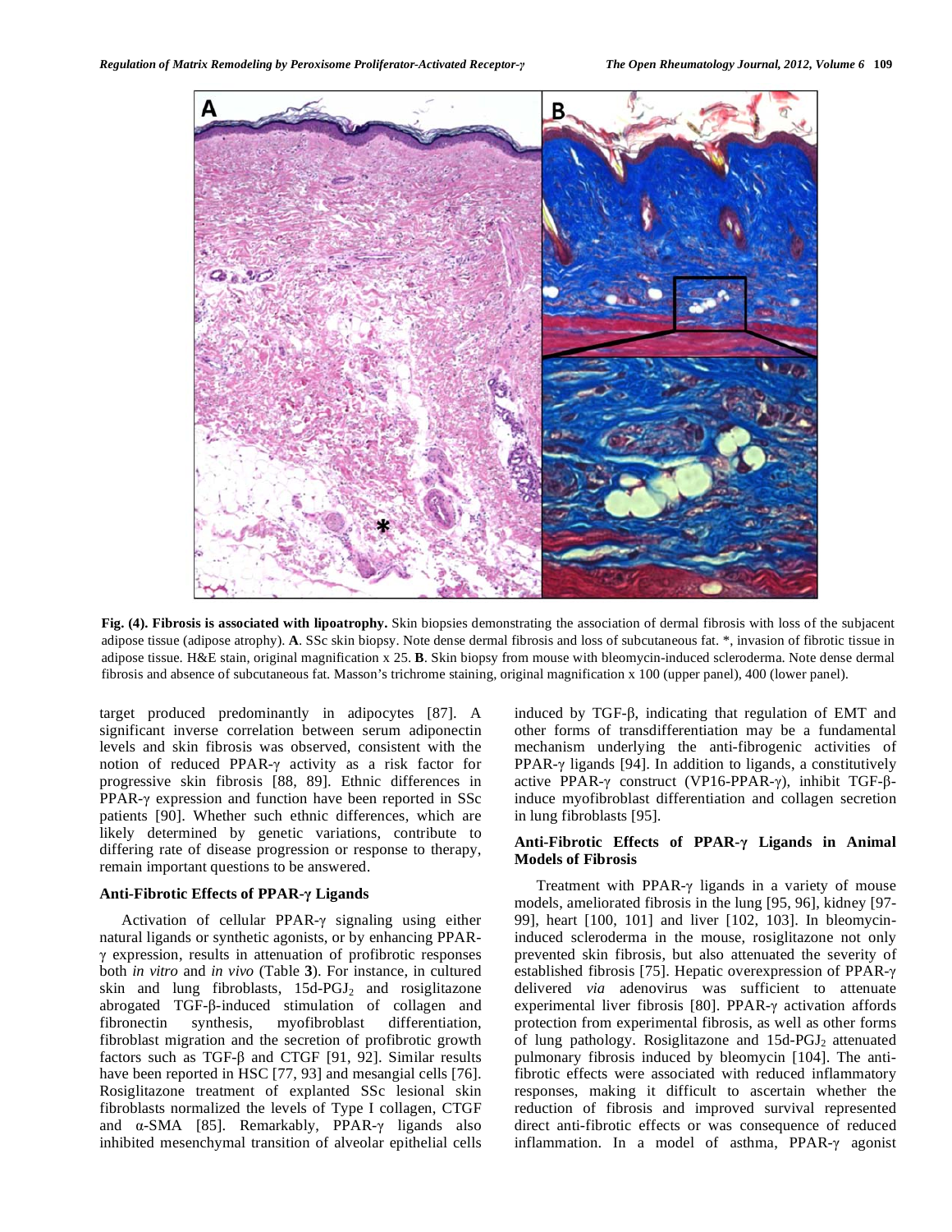**Fig. (4). Fibrosis is associated with lipoatrophy.** Skin biopsies demonstrating the association of dermal fibrosis with loss of the subjacent adipose tissue (adipose atrophy). **A**. SSc skin biopsy. Note dense dermal fibrosis and loss of subcutaneous fat. *, invasion of fibrotic tissue in adipose tissue. H&E stain, original magnification x 25. **B**. Skin biopsy from mouse with bleomycin-induced scleroderma. Note dense dermal fibrosis and absence of subcutaneous fat. Masson's trichrome staining, original magnification x 100 (upper panel), 400 (lower panel).

target produced predominantly in adipocytes [87]. A significant inverse correlation between serum adiponectin levels and skin fibrosis was observed, consistent with the notion of reduced PPAR-γ activity as a risk factor for progressive skin fibrosis [88, 89]. Ethnic differences in PPAR-γ expression and function have been reported in SSc patients [90]. Whether such ethnic differences, which are likely determined by genetic variations, contribute to differing rate of disease progression or response to therapy, remain important questions to be answered.

### Anti-Fibrotic Effects of PPAR-γ Ligands

Activation of cellular PPAR-γ signaling using either natural ligands or synthetic agonists, or by enhancing PPAR-γ expression, results in attenuation of profibrotic responses both *in vitro* and *in vivo* (Table **3**). For instance, in cultured skin and lung fibroblasts, 15d-$PGJ_2$ and rosiglitazone abrogated TGF-β-induced stimulation of collagen and fibronectin synthesis, myofibroblast differentiation, fibroblast migration and the secretion of profibrotic growth factors such as TGF-β and CTGF [91, 92]. Similar results have been reported in HSC [77, 93] and mesangial cells [76]. Rosiglitazone treatment of explanted SSc lesional skin fibroblasts normalized the levels of Type I collagen, CTGF and α-SMA [85]. Remarkably, PPAR-γ ligands also inhibited mesenchymal transition of alveolar epithelial cells induced by TGF-β, indicating that regulation of EMT and other forms of transdifferentiation may be a fundamental mechanism underlying the anti-fibrogenic activities of PPAR-γ ligands [94]. In addition to ligands, a constitutively active PPAR-γ construct (VP16-PPAR-γ), inhibit TGF-β-induce myofibroblast differentiation and collagen secretion in lung fibroblasts [95].

### Anti-Fibrotic Effects of PPAR-γ Ligands in Animal Models of Fibrosis

Treatment with PPAR-γ ligands in a variety of mouse models, ameliorated fibrosis in the lung [95, 96], kidney [97-99], heart [100, 101] and liver [102, 103]. In bleomycin-induced scleroderma in the mouse, rosiglitazone not only prevented skin fibrosis, but also attenuated the severity of established fibrosis [75]. Hepatic overexpression of PPAR-γ delivered *via* adenovirus was sufficient to attenuate experimental liver fibrosis [80]. PPAR-γ activation affords protection from experimental fibrosis, as well as other forms of lung pathology. Rosiglitazone and 15d-$PGJ_2$ attenuated pulmonary fibrosis induced by bleomycin [104]. The anti-fibrotic effects were associated with reduced inflammatory responses, making it difficult to ascertain whether the reduction of fibrosis and improved survival represented direct anti-fibrotic effects or was consequence of reduced inflammation. In a model of asthma, PPAR-γ agonist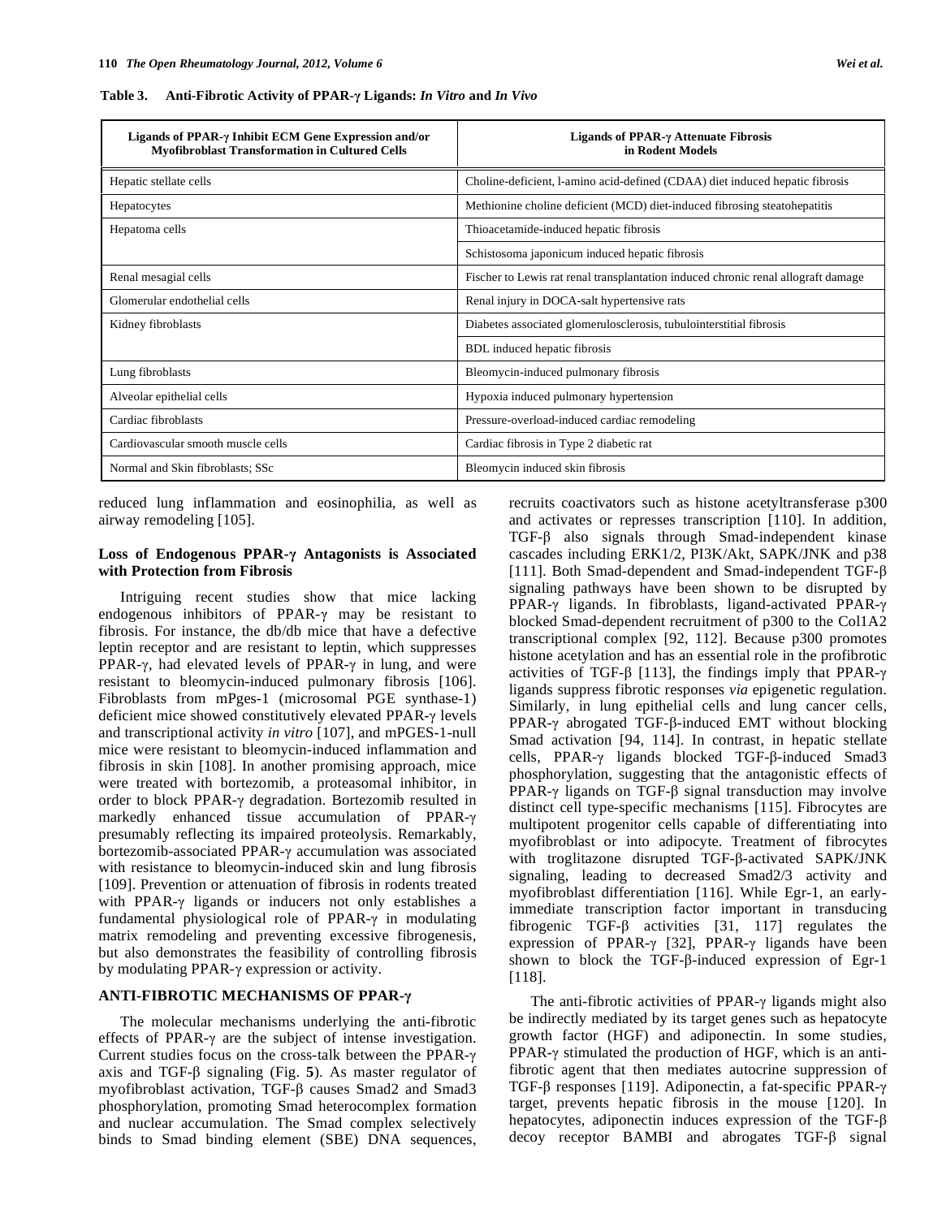**Table 3. Anti-Fibrotic Activity of PPAR-γ Ligands: *In Vitro* and *In Vivo***

| Ligands of PPAR-γ Inhibit ECM Gene Expression and/or Myofibroblast Transformation in Cultured Cells | Ligands of PPAR-γ Attenuate Fibrosis in Rodent Models |
|---|---|
| Hepatic stellate cells | Choline-deficient, l-amino acid-defined (CDAA) diet induced hepatic fibrosis |
| Hepatocytes | Methionine choline deficient (MCD) diet-induced fibrosing steatohepatitis |
| Hepatoma cells | Thioacetamide-induced hepatic fibrosis |
| | Schistosoma japonicum induced hepatic fibrosis |
| Renal mesagial cells | Fischer to Lewis rat renal transplantation induced chronic renal allograft damage |
| Glomerular endothelial cells | Renal injury in DOCA-salt hypertensive rats |
| Kidney fibroblasts | Diabetes associated glomerulosclerosis, tubulointerstitial fibrosis |
| | BDL induced hepatic fibrosis |
| Lung fibroblasts | Bleomycin-induced pulmonary fibrosis |
| Alveolar epithelial cells | Hypoxia induced pulmonary hypertension |
| Cardiac fibroblasts | Pressure-overload-induced cardiac remodeling |
| Cardiovascular smooth muscle cells | Cardiac fibrosis in Type 2 diabetic rat |
| Normal and Skin fibroblasts; SSc | Bleomycin induced skin fibrosis |

reduced lung inflammation and eosinophilia, as well as airway remodeling [105].

### Loss of Endogenous PPAR-γ Antagonists is Associated with Protection from Fibrosis

Intriguing recent studies show that mice lacking endogenous inhibitors of PPAR-γ may be resistant to fibrosis. For instance, the db/db mice that have a defective leptin receptor and are resistant to leptin, which suppresses PPAR-γ, had elevated levels of PPAR-γ in lung, and were resistant to bleomycin-induced pulmonary fibrosis [106]. Fibroblasts from mPges-1 (microsomal PGE synthase-1) deficient mice showed constitutively elevated PPAR-γ levels and transcriptional activity *in vitro* [107], and mPGES-1-null mice were resistant to bleomycin-induced inflammation and fibrosis in skin [108]. In another promising approach, mice were treated with bortezomib, a proteasomal inhibitor, in order to block PPAR-γ degradation. Bortezomib resulted in markedly enhanced tissue accumulation of PPAR-γ presumably reflecting its impaired proteolysis. Remarkably, bortezomib-associated PPAR-γ accumulation was associated with resistance to bleomycin-induced skin and lung fibrosis [109]. Prevention or attenuation of fibrosis in rodents treated with PPAR-γ ligands or inducers not only establishes a fundamental physiological role of PPAR-γ in modulating matrix remodeling and preventing excessive fibrogenesis, but also demonstrates the feasibility of controlling fibrosis by modulating PPAR-γ expression or activity.

## ANTI-FIBROTIC MECHANISMS OF PPAR-γ

The molecular mechanisms underlying the anti-fibrotic effects of PPAR-γ are the subject of intense investigation. Current studies focus on the cross-talk between the PPAR-γ axis and TGF-β signaling (Fig. **5**). As master regulator of myofibroblast activation, TGF-β causes Smad2 and Smad3 phosphorylation, promoting Smad heterocomplex formation and nuclear accumulation. The Smad complex selectively binds to Smad binding element (SBE) DNA sequences, recruits coactivators such as histone acetyltransferase p300 and activates or represses transcription [110]. In addition, TGF-β also signals through Smad-independent kinase cascades including ERK1/2, PI3K/Akt, SAPK/JNK and p38 [111]. Both Smad-dependent and Smad-independent TGF-β signaling pathways have been shown to be disrupted by PPAR-γ ligands. In fibroblasts, ligand-activated PPAR-γ blocked Smad-dependent recruitment of p300 to the Col1A2 transcriptional complex [92, 112]. Because p300 promotes histone acetylation and has an essential role in the profibrotic activities of TGF-β [113], the findings imply that PPAR-γ ligands suppress fibrotic responses *via* epigenetic regulation. Similarly, in lung epithelial cells and lung cancer cells, PPAR-γ abrogated TGF-β-induced EMT without blocking Smad activation [94, 114]. In contrast, in hepatic stellate cells, PPAR-γ ligands blocked TGF-β-induced Smad3 phosphorylation, suggesting that the antagonistic effects of PPAR-γ ligands on TGF-β signal transduction may involve distinct cell type-specific mechanisms [115]. Fibrocytes are multipotent progenitor cells capable of differentiating into myofibroblast or into adipocyte. Treatment of fibrocytes with troglitazone disrupted TGF-β-activated SAPK/JNK signaling, leading to decreased Smad2/3 activity and myofibroblast differentiation [116]. While Egr-1, an early-immediate transcription factor important in transducing fibrogenic TGF-β activities [31, 117] regulates the expression of PPAR-γ [32], PPAR-γ ligands have been shown to block the TGF-β-induced expression of Egr-1 [118].

The anti-fibrotic activities of PPAR-γ ligands might also be indirectly mediated by its target genes such as hepatocyte growth factor (HGF) and adiponectin. In some studies, PPAR-γ stimulated the production of HGF, which is an anti-fibrotic agent that then mediates autocrine suppression of TGF-β responses [119]. Adiponectin, a fat-specific PPAR-γ target, prevents hepatic fibrosis in the mouse [120]. In hepatocytes, adiponectin induces expression of the TGF-β decoy receptor BAMBI and abrogates TGF-β signal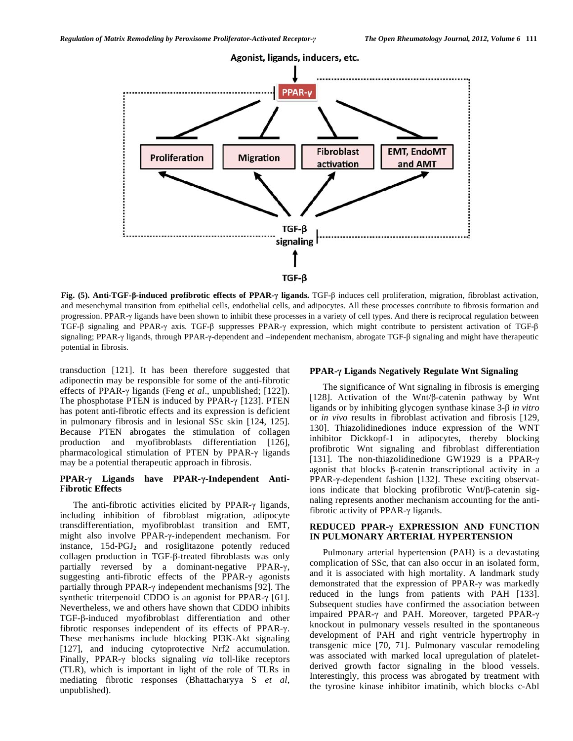Agonist, ligands, inducers, etc.

PPAR-γ

Proliferation

Migration

Fibroblast activation

EMT, EndoMT and AMT

TGF-β signaling

TGF-β

**Fig. (5). Anti-TGF-β-induced profibrotic effects of PPAR-γ ligands.** TGF-β induces cell proliferation, migration, fibroblast activation, and mesenchymal transition from epithelial cells, endothelial cells, and adipocytes. All these processes contribute to fibrosis formation and progression. PPAR-γ ligands have been shown to inhibit these processes in a variety of cell types. And there is reciprocal regulation between TGF-β signaling and PPAR-γ axis. TGF-β suppresses PPAR-γ expression, which might contribute to persistent activation of TGF-β signaling; PPAR-γ ligands, through PPAR-γ-dependent and –independent mechanism, abrogate TGF-β signaling and might have therapeutic potential in fibrosis.

transduction [121]. It has been therefore suggested that adiponectin may be responsible for some of the anti-fibrotic effects of PPAR-γ ligands (Feng *et al*., unpublished; [122]). The phosphotase PTEN is induced by PPAR-γ [123]. PTEN has potent anti-fibrotic effects and its expression is deficient in pulmonary fibrosis and in lesional SSc skin [124, 125]. Because PTEN abrogates the stimulation of collagen production and myofibroblasts differentiation [126], pharmacological stimulation of PTEN by PPAR-γ ligands may be a potential therapeutic approach in fibrosis.

## PPAR-γ Ligands have PPAR-γ-Independent Anti-Fibrotic Effects

The anti-fibrotic activities elicited by PPAR-γ ligands, including inhibition of fibroblast migration, adipocyte transdifferentiation, myofibroblast transition and EMT, might also involve PPAR-γ-independent mechanism. For instance, 15d-PGJ$_2$ and rosiglitazone potently reduced collagen production in TGF-β-treated fibroblasts was only partially reversed by a dominant-negative PPAR-γ, suggesting anti-fibrotic effects of the PPAR-γ agonists partially through PPAR-γ independent mechanisms [92]. The synthetic triterpenoid CDDO is an agonist for PPAR-γ [61]. Nevertheless, we and others have shown that CDDO inhibits TGF-β-induced myofibroblast differentiation and other fibrotic responses independent of its effects of PPAR-γ. These mechanisms include blocking PI3K-Akt signaling [127], and inducing cytoprotective Nrf2 accumulation. Finally, PPAR-γ blocks signaling *via* toll-like receptors (TLR), which is important in light of the role of TLRs in mediating fibrotic responses (Bhattacharyya S *et al*, unpublished).

## PPAR-γ Ligands Negatively Regulate Wnt Signaling

The significance of Wnt signaling in fibrosis is emerging [128]. Activation of the Wnt/β-catenin pathway by Wnt ligands or by inhibiting glycogen synthase kinase 3-β *in vitro* or *in vivo* results in fibroblast activation and fibrosis [129, 130]. Thiazolidinediones induce expression of the WNT inhibitor Dickkopf-1 in adipocytes, thereby blocking profibrotic Wnt signaling and fibroblast differentiation [131]. The non-thiazolidinedione GW1929 is a PPAR-γ agonist that blocks β-catenin transcriptional activity in a PPAR-γ-dependent fashion [132]. These exciting observations indicate that blocking profibrotic Wnt/β-catenin signaling represents another mechanism accounting for the anti-fibrotic activity of PPAR-γ ligands.

## REDUCED PPAR-γ EXPRESSION AND FUNCTION IN PULMONARY ARTERIAL HYPERTENSION

Pulmonary arterial hypertension (PAH) is a devastating complication of SSc, that can also occur in an isolated form, and it is associated with high mortality. A landmark study demonstrated that the expression of PPAR-γ was markedly reduced in the lungs from patients with PAH [133]. Subsequent studies have confirmed the association between impaired PPAR-γ and PAH. Moreover, targeted PPAR-γ knockout in pulmonary vessels resulted in the spontaneous development of PAH and right ventricle hypertrophy in transgenic mice [70, 71]. Pulmonary vascular remodeling was associated with marked local upregulation of platelet-derived growth factor signaling in the blood vessels. Interestingly, this process was abrogated by treatment with the tyrosine kinase inhibitor imatinib, which blocks c-Abl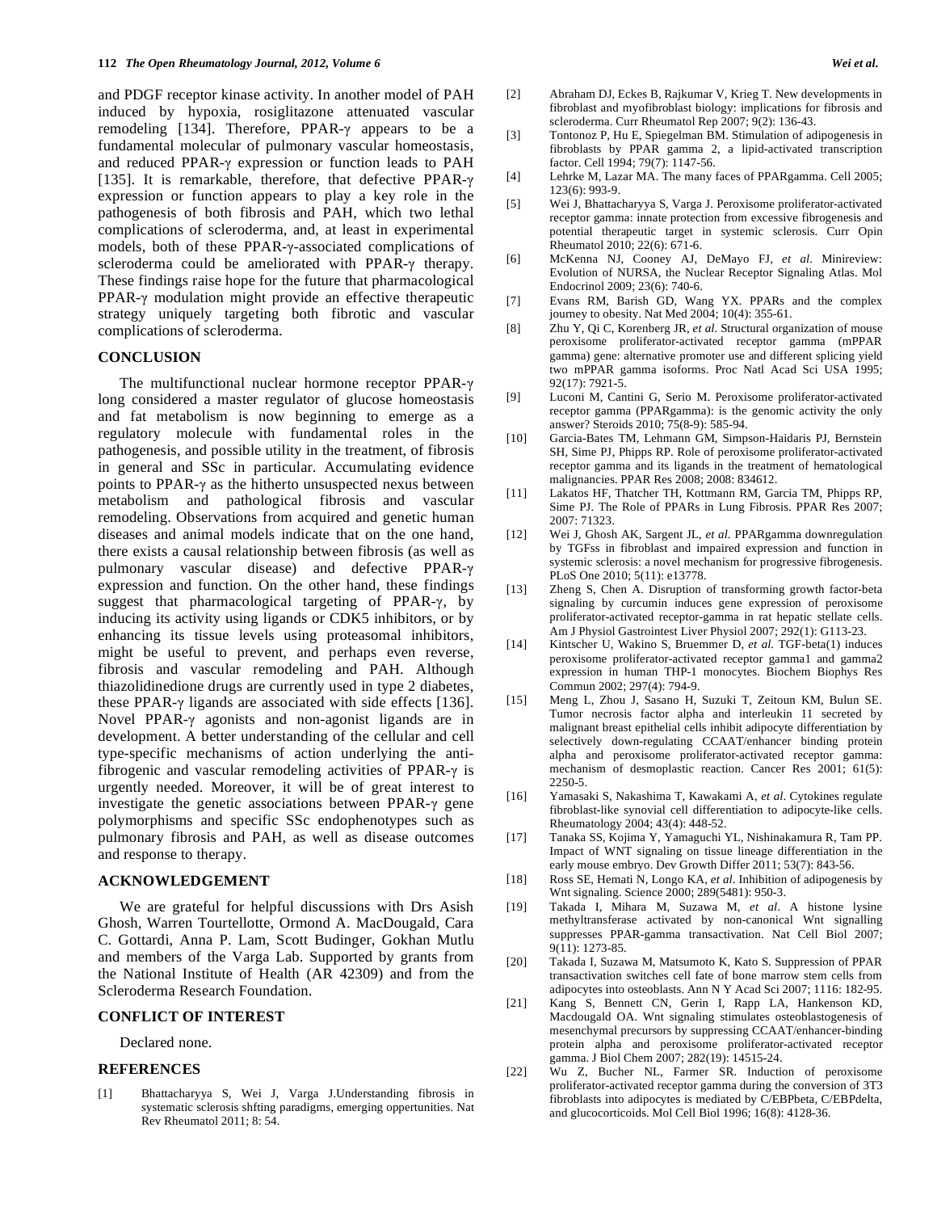and PDGF receptor kinase activity. In another model of PAH induced by hypoxia, rosiglitazone attenuated vascular remodeling [134]. Therefore, PPAR-γ appears to be a fundamental molecular of pulmonary vascular homeostasis, and reduced PPAR-γ expression or function leads to PAH [135]. It is remarkable, therefore, that defective PPAR-γ expression or function appears to play a key role in the pathogenesis of both fibrosis and PAH, which two lethal complications of scleroderma, and, at least in experimental models, both of these PPAR-γ-associated complications of scleroderma could be ameliorated with PPAR-γ therapy. These findings raise hope for the future that pharmacological PPAR-γ modulation might provide an effective therapeutic strategy uniquely targeting both fibrotic and vascular complications of scleroderma.

## CONCLUSION

The multifunctional nuclear hormone receptor PPAR-γ long considered a master regulator of glucose homeostasis and fat metabolism is now beginning to emerge as a regulatory molecule with fundamental roles in the pathogenesis, and possible utility in the treatment, of fibrosis in general and SSc in particular. Accumulating evidence points to PPAR-γ as the hitherto unsuspected nexus between metabolism and pathological fibrosis and vascular remodeling. Observations from acquired and genetic human diseases and animal models indicate that on the one hand, there exists a causal relationship between fibrosis (as well as pulmonary vascular disease) and defective PPAR-γ expression and function. On the other hand, these findings suggest that pharmacological targeting of PPAR-γ, by inducing its activity using ligands or CDK5 inhibitors, or by enhancing its tissue levels using proteasomal inhibitors, might be useful to prevent, and perhaps even reverse, fibrosis and vascular remodeling and PAH. Although thiazolidinedione drugs are currently used in type 2 diabetes, these PPAR-γ ligands are associated with side effects [136]. Novel PPAR-γ agonists and non-agonist ligands are in development. A better understanding of the cellular and cell type-specific mechanisms of action underlying the anti-fibrogenic and vascular remodeling activities of PPAR-γ is urgently needed. Moreover, it will be of great interest to investigate the genetic associations between PPAR-γ gene polymorphisms and specific SSc endophenotypes such as pulmonary fibrosis and PAH, as well as disease outcomes and response to therapy.

## ACKNOWLEDGEMENT

We are grateful for helpful discussions with Drs Asish Ghosh, Warren Tourtellotte, Ormond A. MacDougald, Cara C. Gottardi, Anna P. Lam, Scott Budinger, Gokhan Mutlu and members of the Varga Lab. Supported by grants from the National Institute of Health (AR 42309) and from the Scleroderma Research Foundation.

## CONFLICT OF INTEREST

Declared none.

## REFERENCES

[1] Bhattacharyya S, Wei J, Varga J.Understanding fibrosis in systematic sclerosis shfting paradigms, emerging oppertunities. Nat Rev Rheumatol 2011; 8: 54.

[2] Abraham DJ, Eckes B, Rajkumar V, Krieg T. New developments in fibroblast and myofibroblast biology: implications for fibrosis and scleroderma. Curr Rheumatol Rep 2007; 9(2): 136-43.

[3] Tontonoz P, Hu E, Spiegelman BM. Stimulation of adipogenesis in fibroblasts by PPAR gamma 2, a lipid-activated transcription factor. Cell 1994; 79(7): 1147-56.

[4] Lehrke M, Lazar MA. The many faces of PPARgamma. Cell 2005; 123(6): 993-9.

[5] Wei J, Bhattacharyya S, Varga J. Peroxisome proliferator-activated receptor gamma: innate protection from excessive fibrogenesis and potential therapeutic target in systemic sclerosis. Curr Opin Rheumatol 2010; 22(6): 671-6.

[6] McKenna NJ, Cooney AJ, DeMayo FJ, *et al*. Minireview: Evolution of NURSA, the Nuclear Receptor Signaling Atlas. Mol Endocrinol 2009; 23(6): 740-6.

[7] Evans RM, Barish GD, Wang YX. PPARs and the complex journey to obesity. Nat Med 2004; 10(4): 355-61.

[8] Zhu Y, Qi C, Korenberg JR, *et al*. Structural organization of mouse peroxisome proliferator-activated receptor gamma (mPPAR gamma) gene: alternative promoter use and different splicing yield two mPPAR gamma isoforms. Proc Natl Acad Sci USA 1995; 92(17): 7921-5.

[9] Luconi M, Cantini G, Serio M. Peroxisome proliferator-activated receptor gamma (PPARgamma): is the genomic activity the only answer? Steroids 2010; 75(8-9): 585-94.

[10] Garcia-Bates TM, Lehmann GM, Simpson-Haidaris PJ, Bernstein SH, Sime PJ, Phipps RP. Role of peroxisome proliferator-activated receptor gamma and its ligands in the treatment of hematological malignancies. PPAR Res 2008; 2008: 834612.

[11] Lakatos HF, Thatcher TH, Kottmann RM, Garcia TM, Phipps RP, Sime PJ. The Role of PPARs in Lung Fibrosis. PPAR Res 2007; 2007: 71323.

[12] Wei J, Ghosh AK, Sargent JL, *et al*. PPARgamma downregulation by TGFss in fibroblast and impaired expression and function in systemic sclerosis: a novel mechanism for progressive fibrogenesis. PLoS One 2010; 5(11): e13778.

[13] Zheng S, Chen A. Disruption of transforming growth factor-beta signaling by curcumin induces gene expression of peroxisome proliferator-activated receptor-gamma in rat hepatic stellate cells. Am J Physiol Gastrointest Liver Physiol 2007; 292(1): G113-23.

[14] Kintscher U, Wakino S, Bruemmer D, *et al*. TGF-beta(1) induces peroxisome proliferator-activated receptor gamma1 and gamma2 expression in human THP-1 monocytes. Biochem Biophys Res Commun 2002; 297(4): 794-9.

[15] Meng L, Zhou J, Sasano H, Suzuki T, Zeitoun KM, Bulun SE. Tumor necrosis factor alpha and interleukin 11 secreted by malignant breast epithelial cells inhibit adipocyte differentiation by selectively down-regulating CCAAT/enhancer binding protein alpha and peroxisome proliferator-activated receptor gamma: mechanism of desmoplastic reaction. Cancer Res 2001; 61(5): 2250-5.

[16] Yamasaki S, Nakashima T, Kawakami A, *et al*. Cytokines regulate fibroblast-like synovial cell differentiation to adipocyte-like cells. Rheumatology 2004; 43(4): 448-52.

[17] Tanaka SS, Kojima Y, Yamaguchi YL, Nishinakamura R, Tam PP. Impact of WNT signaling on tissue lineage differentiation in the early mouse embryo. Dev Growth Differ 2011; 53(7): 843-56.

[18] Ross SE, Hemati N, Longo KA, *et al*. Inhibition of adipogenesis by Wnt signaling. Science 2000; 289(5481): 950-3.

[19] Takada I, Mihara M, Suzawa M, *et al*. A histone lysine methyltransferase activated by non-canonical Wnt signalling suppresses PPAR-gamma transactivation. Nat Cell Biol 2007; 9(11): 1273-85.

[20] Takada I, Suzawa M, Matsumoto K, Kato S. Suppression of PPAR transactivation switches cell fate of bone marrow stem cells from adipocytes into osteoblasts. Ann N Y Acad Sci 2007; 1116: 182-95.

[21] Kang S, Bennett CN, Gerin I, Rapp LA, Hankenson KD, Macdougald OA. Wnt signaling stimulates osteoblastogenesis of mesenchymal precursors by suppressing CCAAT/enhancer-binding protein alpha and peroxisome proliferator-activated receptor gamma. J Biol Chem 2007; 282(19): 14515-24.

[22] Wu Z, Bucher NL, Farmer SR. Induction of peroxisome proliferator-activated receptor gamma during the conversion of 3T3 fibroblasts into adipocytes is mediated by C/EBPbeta, C/EBPdelta, and glucocorticoids. Mol Cell Biol 1996; 16(8): 4128-36.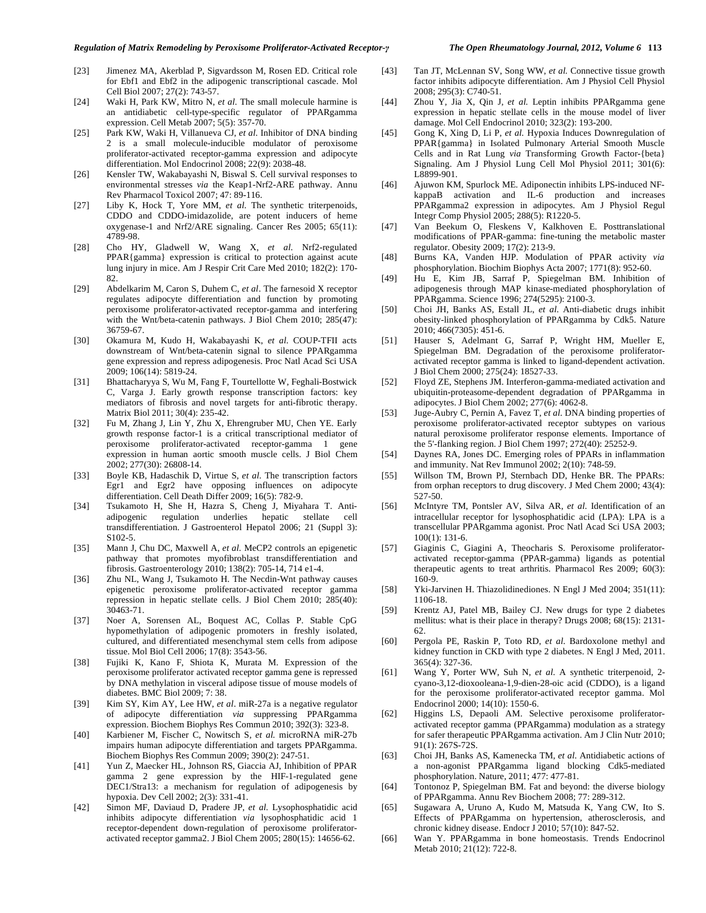[23] Jimenez MA, Akerblad P, Sigvardsson M, Rosen ED. Critical role for Ebf1 and Ebf2 in the adipogenic transcriptional cascade. Mol Cell Biol 2007; 27(2): 743-57.

[24] Waki H, Park KW, Mitro N, *et al*. The small molecule harmine is an antidiabetic cell-type-specific regulator of PPARgamma expression. Cell Metab 2007; 5(5): 357-70.

[25] Park KW, Waki H, Villanueva CJ, *et al*. Inhibitor of DNA binding 2 is a small molecule-inducible modulator of peroxisome proliferator-activated receptor-gamma expression and adipocyte differentiation. Mol Endocrinol 2008; 22(9): 2038-48.

[26] Kensler TW, Wakabayashi N, Biswal S. Cell survival responses to environmental stresses *via* the Keap1-Nrf2-ARE pathway. Annu Rev Pharmacol Toxicol 2007; 47: 89-116.

[27] Liby K, Hock T, Yore MM, *et al*. The synthetic triterpenoids, CDDO and CDDO-imidazolide, are potent inducers of heme oxygenase-1 and Nrf2/ARE signaling. Cancer Res 2005; 65(11): 4789-98.

[28] Cho HY, Gladwell W, Wang X, *et al*. Nrf2-regulated PPAR{gamma} expression is critical to protection against acute lung injury in mice. Am J Respir Crit Care Med 2010; 182(2): 170-82.

[29] Abdelkarim M, Caron S, Duhem C, *et al*. The farnesoid X receptor regulates adipocyte differentiation and function by promoting peroxisome proliferator-activated receptor-gamma and interfering with the Wnt/beta-catenin pathways. J Biol Chem 2010; 285(47): 36759-67.

[30] Okamura M, Kudo H, Wakabayashi K, *et al*. COUP-TFII acts downstream of Wnt/beta-catenin signal to silence PPARgamma gene expression and repress adipogenesis. Proc Natl Acad Sci USA 2009; 106(14): 5819-24.

[31] Bhattacharyya S, Wu M, Fang F, Tourtellotte W, Feghali-Bostwick C, Varga J. Early growth response transcription factors: key mediators of fibrosis and novel targets for anti-fibrotic therapy. Matrix Biol 2011; 30(4): 235-42.

[32] Fu M, Zhang J, Lin Y, Zhu X, Ehrengruber MU, Chen YE. Early growth response factor-1 is a critical transcriptional mediator of peroxisome proliferator-activated receptor-gamma 1 gene expression in human aortic smooth muscle cells. J Biol Chem 2002; 277(30): 26808-14.

[33] Boyle KB, Hadaschik D, Virtue S, *et al*. The transcription factors Egr1 and Egr2 have opposing influences on adipocyte differentiation. Cell Death Differ 2009; 16(5): 782-9.

[34] Tsukamoto H, She H, Hazra S, Cheng J, Miyahara T. Anti-adipogenic regulation underlies hepatic stellate cell transdifferentiation. J Gastroenterol Hepatol 2006; 21 (Suppl 3): S102-5.

[35] Mann J, Chu DC, Maxwell A, *et al*. MeCP2 controls an epigenetic pathway that promotes myofibroblast transdifferentiation and fibrosis. Gastroenterology 2010; 138(2): 705-14, 714 e1-4.

[36] Zhu NL, Wang J, Tsukamoto H. The Necdin-Wnt pathway causes epigenetic peroxisome proliferator-activated receptor gamma repression in hepatic stellate cells. J Biol Chem 2010; 285(40): 30463-71.

[37] Noer A, Sorensen AL, Boquest AC, Collas P. Stable CpG hypomethylation of adipogenic promoters in freshly isolated, cultured, and differentiated mesenchymal stem cells from adipose tissue. Mol Biol Cell 2006; 17(8): 3543-56.

[38] Fujiki K, Kano F, Shiota K, Murata M. Expression of the peroxisome proliferator activated receptor gamma gene is repressed by DNA methylation in visceral adipose tissue of mouse models of diabetes. BMC Biol 2009; 7: 38.

[39] Kim SY, Kim AY, Lee HW, *et al*. miR-27a is a negative regulator of adipocyte differentiation *via* suppressing PPARgamma expression. Biochem Biophys Res Commun 2010; 392(3): 323-8.

[40] Karbiener M, Fischer C, Nowitsch S, *et al*. microRNA miR-27b impairs human adipocyte differentiation and targets PPARgamma. Biochem Biophys Res Commun 2009; 390(2): 247-51.

[41] Yun Z, Maecker HL, Johnson RS, Giaccia AJ, Inhibition of PPAR gamma 2 gene expression by the HIF-1-regulated gene DEC1/Stra13: a mechanism for regulation of adipogenesis by hypoxia. Dev Cell 2002; 2(3): 331-41.

[42] Simon MF, Daviaud D, Pradere JP, *et al*. Lysophosphatidic acid inhibits adipocyte differentiation *via* lysophosphatidic acid 1 receptor-dependent down-regulation of peroxisome proliferator-activated receptor gamma2. J Biol Chem 2005; 280(15): 14656-62.

[43] Tan JT, McLennan SV, Song WW, *et al*. Connective tissue growth factor inhibits adipocyte differentiation. Am J Physiol Cell Physiol 2008; 295(3): C740-51.

[44] Zhou Y, Jia X, Qin J, *et al*. Leptin inhibits PPARgamma gene expression in hepatic stellate cells in the mouse model of liver damage. Mol Cell Endocrinol 2010; 323(2): 193-200.

[45] Gong K, Xing D, Li P, *et al*. Hypoxia Induces Downregulation of PPAR{gamma} in Isolated Pulmonary Arterial Smooth Muscle Cells and in Rat Lung *via* Transforming Growth Factor-{beta} Signaling. Am J Physiol Lung Cell Mol Physiol 2011; 301(6): L8899-901.

[46] Ajuwon KM, Spurlock ME. Adiponectin inhibits LPS-induced NF-kappaB activation and IL-6 production and increases PPARgamma2 expression in adipocytes. Am J Physiol Regul Integr Comp Physiol 2005; 288(5): R1220-5.

[47] Van Beekum O, Fleskens V, Kalkhoven E. Posttranslational modifications of PPAR-gamma: fine-tuning the metabolic master regulator. Obesity 2009; 17(2): 213-9.

[48] Burns KA, Vanden HJP. Modulation of PPAR activity *via* phosphorylation. Biochim Biophys Acta 2007; 1771(8): 952-60.

[49] Hu E, Kim JB, Sarraf P, Spiegelman BM. Inhibition of adipogenesis through MAP kinase-mediated phosphorylation of PPARgamma. Science 1996; 274(5295): 2100-3.

[50] Choi JH, Banks AS, Estall JL, *et al*. Anti-diabetic drugs inhibit obesity-linked phosphorylation of PPARgamma by Cdk5. Nature 2010; 466(7305): 451-6.

[51] Hauser S, Adelmant G, Sarraf P, Wright HM, Mueller E, Spiegelman BM. Degradation of the peroxisome proliferator-activated receptor gamma is linked to ligand-dependent activation. J Biol Chem 2000; 275(24): 18527-33.

[52] Floyd ZE, Stephens JM. Interferon-gamma-mediated activation and ubiquitin-proteasome-dependent degradation of PPARgamma in adipocytes. J Biol Chem 2002; 277(6): 4062-8.

[53] Juge-Aubry C, Pernin A, Favez T, *et al*. DNA binding properties of peroxisome proliferator-activated receptor subtypes on various natural peroxisome proliferator response elements. Importance of the 5'-flanking region. J Biol Chem 1997; 272(40): 25252-9.

[54] Daynes RA, Jones DC. Emerging roles of PPARs in inflammation and immunity. Nat Rev Immunol 2002; 2(10): 748-59.

[55] Willson TM, Brown PJ, Sternbach DD, Henke BR. The PPARs: from orphan receptors to drug discovery. J Med Chem 2000; 43(4): 527-50.

[56] McIntyre TM, Pontsler AV, Silva AR, *et al*. Identification of an intracellular receptor for lysophosphatidic acid (LPA): LPA is a transcellular PPARgamma agonist. Proc Natl Acad Sci USA 2003; 100(1): 131-6.

[57] Giaginis C, Giagini A, Theocharis S. Peroxisome proliferator-activated receptor-gamma (PPAR-gamma) ligands as potential therapeutic agents to treat arthritis. Pharmacol Res 2009; 60(3): 160-9.

[58] Yki-Jarvinen H. Thiazolidinediones. N Engl J Med 2004; 351(11): 1106-18.

[59] Krentz AJ, Patel MB, Bailey CJ. New drugs for type 2 diabetes mellitus: what is their place in therapy? Drugs 2008; 68(15): 2131-62.

[60] Pergola PE, Raskin P, Toto RD, *et al*. Bardoxolone methyl and kidney function in CKD with type 2 diabetes. N Engl J Med, 2011. 365(4): 327-36.

[61] Wang Y, Porter WW, Suh N, *et al*. A synthetic triterpenoid, 2-cyano-3,12-dioxooleana-1,9-dien-28-oic acid (CDDO), is a ligand for the peroxisome proliferator-activated receptor gamma. Mol Endocrinol 2000; 14(10): 1550-6.

[62] Higgins LS, Depaoli AM. Selective peroxisome proliferator-activated receptor gamma (PPARgamma) modulation as a strategy for safer therapeutic PPARgamma activation. Am J Clin Nutr 2010; 91(1): 267S-72S.

[63] Choi JH, Banks AS, Kamenecka TM, *et al*. Antidiabetic actions of a non-agonist PPARgamma ligand blocking Cdk5-mediated phosphorylation. Nature, 2011; 477: 477-81.

[64] Tontonoz P, Spiegelman BM. Fat and beyond: the diverse biology of PPARgamma. Annu Rev Biochem 2008; 77: 289-312.

[65] Sugawara A, Uruno A, Kudo M, Matsuda K, Yang CW, Ito S. Effects of PPARgamma on hypertension, atherosclerosis, and chronic kidney disease. Endocr J 2010; 57(10): 847-52.

[66] Wan Y. PPARgamma in bone homeostasis. Trends Endocrinol Metab 2010; 21(12): 722-8.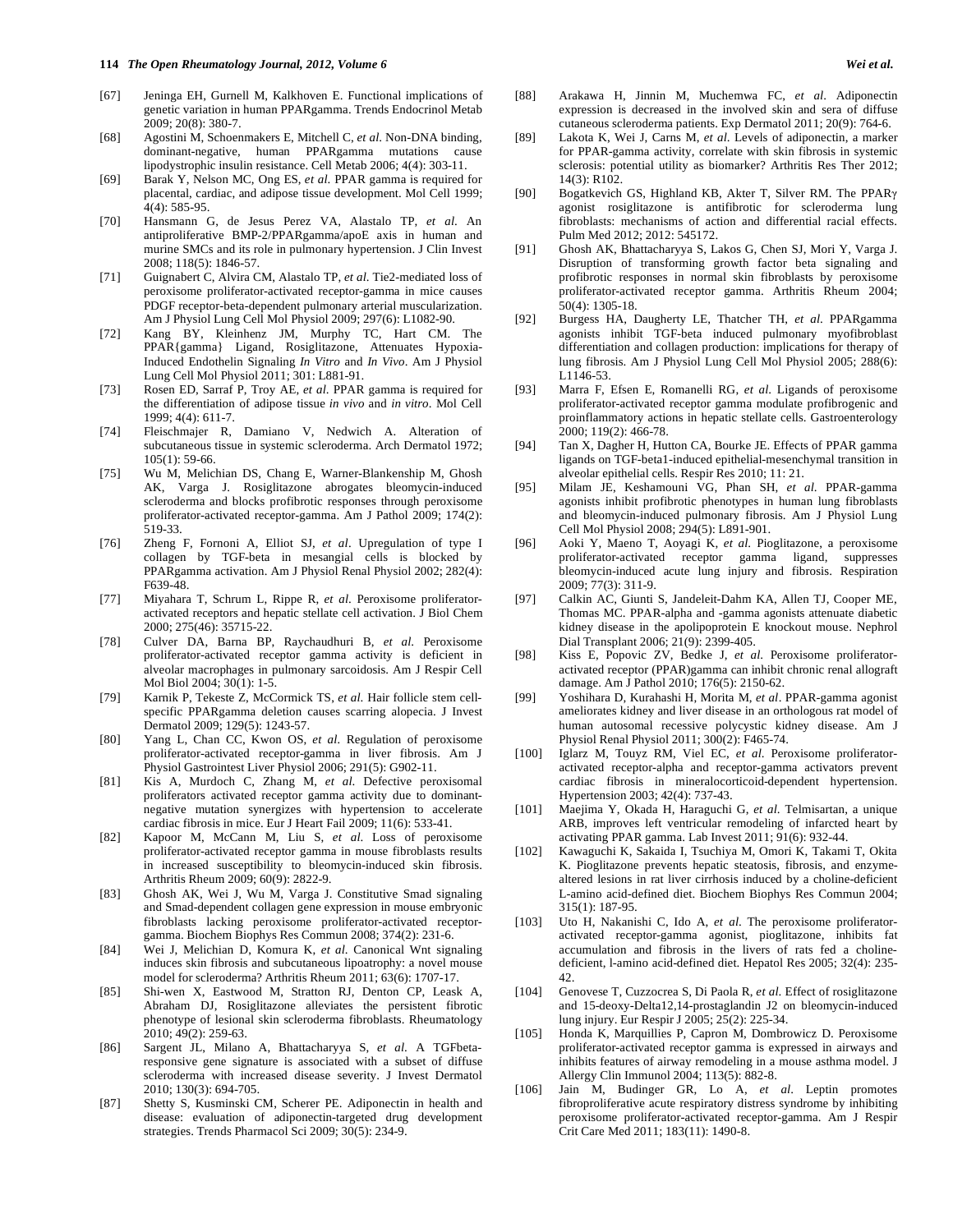[67] Jeninga EH, Gurnell M, Kalkhoven E. Functional implications of genetic variation in human PPARgamma. Trends Endocrinol Metab 2009; 20(8): 380-7.

[68] Agostini M, Schoenmakers E, Mitchell C, *et al*. Non-DNA binding, dominant-negative, human PPARgamma mutations cause lipodystrophic insulin resistance. Cell Metab 2006; 4(4): 303-11.

[69] Barak Y, Nelson MC, Ong ES, *et al*. PPAR gamma is required for placental, cardiac, and adipose tissue development. Mol Cell 1999; 4(4): 585-95.

[70] Hansmann G, de Jesus Perez VA, Alastalo TP, *et al*. An antiproliferative BMP-2/PPARgamma/apoE axis in human and murine SMCs and its role in pulmonary hypertension. J Clin Invest 2008; 118(5): 1846-57.

[71] Guignabert C, Alvira CM, Alastalo TP, *et al*. Tie2-mediated loss of peroxisome proliferator-activated receptor-gamma in mice causes PDGF receptor-beta-dependent pulmonary arterial muscularization. Am J Physiol Lung Cell Mol Physiol 2009; 297(6): L1082-90.

[72] Kang BY, Kleinhenz JM, Murphy TC, Hart CM. The PPAR{gamma} Ligand, Rosiglitazone, Attenuates Hypoxia-Induced Endothelin Signaling *In Vitro* and *In Vivo*. Am J Physiol Lung Cell Mol Physiol 2011; 301: L881-91.

[73] Rosen ED, Sarraf P, Troy AE, *et al*. PPAR gamma is required for the differentiation of adipose tissue *in vivo* and *in vitro*. Mol Cell 1999; 4(4): 611-7.

[74] Fleischmajer R, Damiano V, Nedwich A. Alteration of subcutaneous tissue in systemic scleroderma. Arch Dermatol 1972; 105(1): 59-66.

[75] Wu M, Melichian DS, Chang E, Warner-Blankenship M, Ghosh AK, Varga J. Rosiglitazone abrogates bleomycin-induced scleroderma and blocks profibrotic responses through peroxisome proliferator-activated receptor-gamma. Am J Pathol 2009; 174(2): 519-33.

[76] Zheng F, Fornoni A, Elliot SJ, *et al*. Upregulation of type I collagen by TGF-beta in mesangial cells is blocked by PPARgamma activation. Am J Physiol Renal Physiol 2002; 282(4): F639-48.

[77] Miyahara T, Schrum L, Rippe R, *et al*. Peroxisome proliferator-activated receptors and hepatic stellate cell activation. J Biol Chem 2000; 275(46): 35715-22.

[78] Culver DA, Barna BP, Raychaudhuri B, *et al*. Peroxisome proliferator-activated receptor gamma activity is deficient in alveolar macrophages in pulmonary sarcoidosis. Am J Respir Cell Mol Biol 2004; 30(1): 1-5.

[79] Karnik P, Tekeste Z, McCormick TS, *et al*. Hair follicle stem cell-specific PPARgamma deletion causes scarring alopecia. J Invest Dermatol 2009; 129(5): 1243-57.

[80] Yang L, Chan CC, Kwon OS, *et al*. Regulation of peroxisome proliferator-activated receptor-gamma in liver fibrosis. Am J Physiol Gastrointest Liver Physiol 2006; 291(5): G902-11.

[81] Kis A, Murdoch C, Zhang M, *et al*. Defective peroxisomal proliferators activated receptor gamma activity due to dominant-negative mutation synergizes with hypertension to accelerate cardiac fibrosis in mice. Eur J Heart Fail 2009; 11(6): 533-41.

[82] Kapoor M, McCann M, Liu S, *et al*. Loss of peroxisome proliferator-activated receptor gamma in mouse fibroblasts results in increased susceptibility to bleomycin-induced skin fibrosis. Arthritis Rheum 2009; 60(9): 2822-9.

[83] Ghosh AK, Wei J, Wu M, Varga J. Constitutive Smad signaling and Smad-dependent collagen gene expression in mouse embryonic fibroblasts lacking peroxisome proliferator-activated receptor-gamma. Biochem Biophys Res Commun 2008; 374(2): 231-6.

[84] Wei J, Melichian D, Komura K, *et al*. Canonical Wnt signaling induces skin fibrosis and subcutaneous lipoatrophy: a novel mouse model for scleroderma? Arthritis Rheum 2011; 63(6): 1707-17.

[85] Shi-wen X, Eastwood M, Stratton RJ, Denton CP, Leask A, Abraham DJ, Rosiglitazone alleviates the persistent fibrotic phenotype of lesional skin scleroderma fibroblasts. Rheumatology 2010; 49(2): 259-63.

[86] Sargent JL, Milano A, Bhattacharyya S, *et al*. A TGFbeta-responsive gene signature is associated with a subset of diffuse scleroderma with increased disease severity. J Invest Dermatol 2010; 130(3): 694-705.

[87] Shetty S, Kusminski CM, Scherer PE. Adiponectin in health and disease: evaluation of adiponectin-targeted drug development strategies. Trends Pharmacol Sci 2009; 30(5): 234-9.

[88] Arakawa H, Jinnin M, Muchemwa FC, *et al*. Adiponectin expression is decreased in the involved skin and sera of diffuse cutaneous scleroderma patients. Exp Dermatol 2011; 20(9): 764-6.

[89] Lakota K, Wei J, Carns M, *et al*. Levels of adiponectin, a marker for PPAR-gamma activity, correlate with skin fibrosis in systemic sclerosis: potential utility as biomarker? Arthritis Res Ther 2012; 14(3): R102.

[90] Bogatkevich GS, Highland KB, Akter T, Silver RM. The PPARγ agonist rosiglitazone is antifibrotic for scleroderma lung fibroblasts: mechanisms of action and differential racial effects. Pulm Med 2012; 2012: 545172.

[91] Ghosh AK, Bhattacharyya S, Lakos G, Chen SJ, Mori Y, Varga J. Disruption of transforming growth factor beta signaling and profibrotic responses in normal skin fibroblasts by peroxisome proliferator-activated receptor gamma. Arthritis Rheum 2004; 50(4): 1305-18.

[92] Burgess HA, Daugherty LE, Thatcher TH, *et al*. PPARgamma agonists inhibit TGF-beta induced pulmonary myofibroblast differentiation and collagen production: implications for therapy of lung fibrosis. Am J Physiol Lung Cell Mol Physiol 2005; 288(6): L1146-53.

[93] Marra F, Efsen E, Romanelli RG, *et al*. Ligands of peroxisome proliferator-activated receptor gamma modulate profibrogenic and proinflammatory actions in hepatic stellate cells. Gastroenterology 2000; 119(2): 466-78.

[94] Tan X, Dagher H, Hutton CA, Bourke JE. Effects of PPAR gamma ligands on TGF-beta1-induced epithelial-mesenchymal transition in alveolar epithelial cells. Respir Res 2010; 11: 21.

[95] Milam JE, Keshamouni VG, Phan SH, *et al*. PPAR-gamma agonists inhibit profibrotic phenotypes in human lung fibroblasts and bleomycin-induced pulmonary fibrosis. Am J Physiol Lung Cell Mol Physiol 2008; 294(5): L891-901.

[96] Aoki Y, Maeno T, Aoyagi K, *et al*. Pioglitazone, a peroxisome proliferator-activated receptor gamma ligand, suppresses bleomycin-induced acute lung injury and fibrosis. Respiration 2009; 77(3): 311-9.

[97] Calkin AC, Giunti S, Jandeleit-Dahm KA, Allen TJ, Cooper ME, Thomas MC. PPAR-alpha and -gamma agonists attenuate diabetic kidney disease in the apolipoprotein E knockout mouse. Nephrol Dial Transplant 2006; 21(9): 2399-405.

[98] Kiss E, Popovic ZV, Bedke J, *et al*. Peroxisome proliferator-activated receptor (PPAR)gamma can inhibit chronic renal allograft damage. Am J Pathol 2010; 176(5): 2150-62.

[99] Yoshihara D, Kurahashi H, Morita M, *et al*. PPAR-gamma agonist ameliorates kidney and liver disease in an orthologous rat model of human autosomal recessive polycystic kidney disease. Am J Physiol Renal Physiol 2011; 300(2): F465-74.

[100] Iglarz M, Touyz RM, Viel EC, *et al*. Peroxisome proliferator-activated receptor-alpha and receptor-gamma activators prevent cardiac fibrosis in mineralocorticoid-dependent hypertension. Hypertension 2003; 42(4): 737-43.

[101] Maejima Y, Okada H, Haraguchi G, *et al*. Telmisartan, a unique ARB, improves left ventricular remodeling of infarcted heart by activating PPAR gamma. Lab Invest 2011; 91(6): 932-44.

[102] Kawaguchi K, Sakaida I, Tsuchiya M, Omori K, Takami T, Okita K. Pioglitazone prevents hepatic steatosis, fibrosis, and enzyme-altered lesions in rat liver cirrhosis induced by a choline-deficient L-amino acid-defined diet. Biochem Biophys Res Commun 2004; 315(1): 187-95.

[103] Uto H, Nakanishi C, Ido A, *et al*. The peroxisome proliferator-activated receptor-gamma agonist, pioglitazone, inhibits fat accumulation and fibrosis in the livers of rats fed a choline-deficient, l-amino acid-defined diet. Hepatol Res 2005; 32(4): 235-42.

[104] Genovese T, Cuzzocrea S, Di Paola R, *et al*. Effect of rosiglitazone and 15-deoxy-Delta12,14-prostaglandin J2 on bleomycin-induced lung injury. Eur Respir J 2005; 25(2): 225-34.

[105] Honda K, Marquillies P, Capron M, Dombrowicz D. Peroxisome proliferator-activated receptor gamma is expressed in airways and inhibits features of airway remodeling in a mouse asthma model. J Allergy Clin Immunol 2004; 113(5): 882-8.

[106] Jain M, Budinger GR, Lo A, *et al*. Leptin promotes fibroproliferative acute respiratory distress syndrome by inhibiting peroxisome proliferator-activated receptor-gamma. Am J Respir Crit Care Med 2011; 183(11): 1490-8.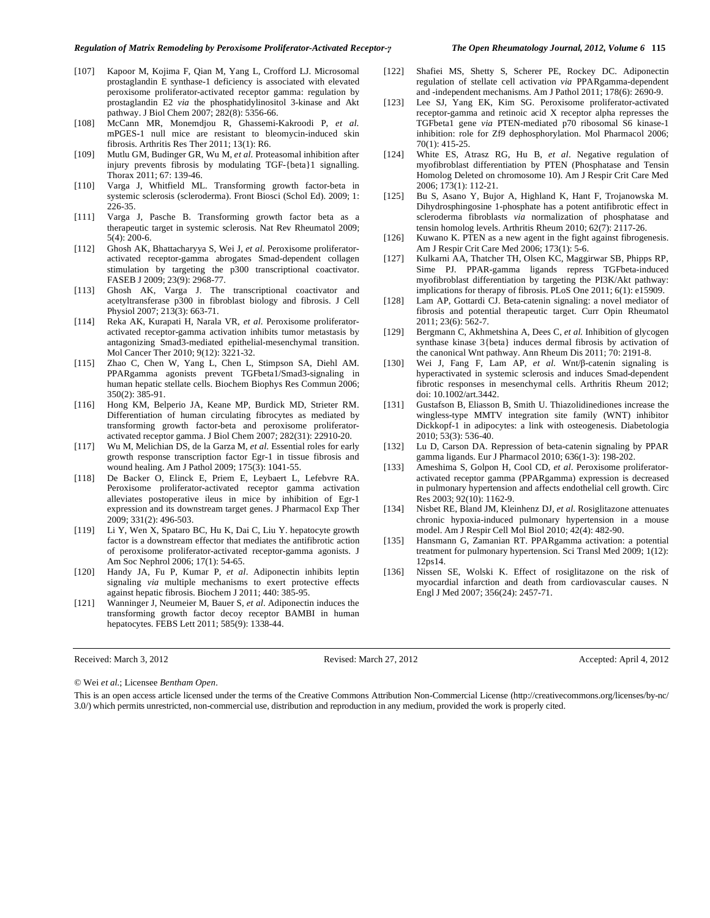[107] Kapoor M, Kojima F, Qian M, Yang L, Crofford LJ. Microsomal prostaglandin E synthase-1 deficiency is associated with elevated peroxisome proliferator-activated receptor gamma: regulation by prostaglandin E2 *via* the phosphatidylinositol 3-kinase and Akt pathway. J Biol Chem 2007; 282(8): 5356-66.

[108] McCann MR, Monemdjou R, Ghassemi-Kakroodi P, *et al.* mPGES-1 null mice are resistant to bleomycin-induced skin fibrosis. Arthritis Res Ther 2011; 13(1): R6.

[109] Mutlu GM, Budinger GR, Wu M, *et al.* Proteasomal inhibition after injury prevents fibrosis by modulating TGF-{beta}1 signalling. Thorax 2011; 67: 139-46.

[110] Varga J, Whitfield ML. Transforming growth factor-beta in systemic sclerosis (scleroderma). Front Biosci (Schol Ed). 2009; 1: 226-35.

[111] Varga J, Pasche B. Transforming growth factor beta as a therapeutic target in systemic sclerosis. Nat Rev Rheumatol 2009; 5(4): 200-6.

[112] Ghosh AK, Bhattacharyya S, Wei J, *et al.* Peroxisome proliferator-activated receptor-gamma abrogates Smad-dependent collagen stimulation by targeting the p300 transcriptional coactivator. FASEB J 2009; 23(9): 2968-77.

[113] Ghosh AK, Varga J. The transcriptional coactivator and acetyltransferase p300 in fibroblast biology and fibrosis. J Cell Physiol 2007; 213(3): 663-71.

[114] Reka AK, Kurapati H, Narala VR, *et al.* Peroxisome proliferator-activated receptor-gamma activation inhibits tumor metastasis by antagonizing Smad3-mediated epithelial-mesenchymal transition. Mol Cancer Ther 2010; 9(12): 3221-32.

[115] Zhao C, Chen W, Yang L, Chen L, Stimpson SA, Diehl AM. PPARgamma agonists prevent TGFbeta1/Smad3-signaling in human hepatic stellate cells. Biochem Biophys Res Commun 2006; 350(2): 385-91.

[116] Hong KM, Belperio JA, Keane MP, Burdick MD, Strieter RM. Differentiation of human circulating fibrocytes as mediated by transforming growth factor-beta and peroxisome proliferator-activated receptor gamma. J Biol Chem 2007; 282(31): 22910-20.

[117] Wu M, Melichian DS, de la Garza M, *et al.* Essential roles for early growth response transcription factor Egr-1 in tissue fibrosis and wound healing. Am J Pathol 2009; 175(3): 1041-55.

[118] De Backer O, Elinck E, Priem E, Leybaert L, Lefebvre RA. Peroxisome proliferator-activated receptor gamma activation alleviates postoperative ileus in mice by inhibition of Egr-1 expression and its downstream target genes. J Pharmacol Exp Ther 2009; 331(2): 496-503.

[119] Li Y, Wen X, Spataro BC, Hu K, Dai C, Liu Y. hepatocyte growth factor is a downstream effector that mediates the antifibrotic action of peroxisome proliferator-activated receptor-gamma agonists. J Am Soc Nephrol 2006; 17(1): 54-65.

[120] Handy JA, Fu P, Kumar P, *et al*. Adiponectin inhibits leptin signaling *via* multiple mechanisms to exert protective effects against hepatic fibrosis. Biochem J 2011; 440: 385-95.

[121] Wanninger J, Neumeier M, Bauer S, *et al*. Adiponectin induces the transforming growth factor decoy receptor BAMBI in human hepatocytes. FEBS Lett 2011; 585(9): 1338-44.

[122] Shafiei MS, Shetty S, Scherer PE, Rockey DC. Adiponectin regulation of stellate cell activation *via* PPARgamma-dependent and -independent mechanisms. Am J Pathol 2011; 178(6): 2690-9.

[123] Lee SJ, Yang EK, Kim SG. Peroxisome proliferator-activated receptor-gamma and retinoic acid X receptor alpha represses the TGFbeta1 gene *via* PTEN-mediated p70 ribosomal S6 kinase-1 inhibition: role for Zf9 dephosphorylation. Mol Pharmacol 2006; 70(1): 415-25.

[124] White ES, Atrasz RG, Hu B, *et al*. Negative regulation of myofibroblast differentiation by PTEN (Phosphatase and Tensin Homolog Deleted on chromosome 10). Am J Respir Crit Care Med 2006; 173(1): 112-21.

[125] Bu S, Asano Y, Bujor A, Highland K, Hant F, Trojanowska M. Dihydrosphingosine 1-phosphate has a potent antifibrotic effect in scleroderma fibroblasts *via* normalization of phosphatase and tensin homolog levels. Arthritis Rheum 2010; 62(7): 2117-26.

[126] Kuwano K. PTEN as a new agent in the fight against fibrogenesis. Am J Respir Crit Care Med 2006; 173(1): 5-6.

[127] Kulkarni AA, Thatcher TH, Olsen KC, Maggirwar SB, Phipps RP, Sime PJ. PPAR-gamma ligands repress TGFbeta-induced myofibroblast differentiation by targeting the PI3K/Akt pathway: implications for therapy of fibrosis. PLoS One 2011; 6(1): e15909.

[128] Lam AP, Gottardi CJ. Beta-catenin signaling: a novel mediator of fibrosis and potential therapeutic target. Curr Opin Rheumatol 2011; 23(6): 562-7.

[129] Bergmann C, Akhmetshina A, Dees C, *et al.* Inhibition of glycogen synthase kinase 3{beta} induces dermal fibrosis by activation of the canonical Wnt pathway. Ann Rheum Dis 2011; 70: 2191-8.

[130] Wei J, Fang F, Lam AP, *et al.* Wnt/β-catenin signaling is hyperactivated in systemic sclerosis and induces Smad-dependent fibrotic responses in mesenchymal cells. Arthritis Rheum 2012; doi: 10.1002/art.3442.

[131] Gustafson B, Eliasson B, Smith U. Thiazolidinediones increase the wingless-type MMTV integration site family (WNT) inhibitor Dickkopf-1 in adipocytes: a link with osteogenesis. Diabetologia 2010; 53(3): 536-40.

[132] Lu D, Carson DA. Repression of beta-catenin signaling by PPAR gamma ligands. Eur J Pharmacol 2010; 636(1-3): 198-202.

[133] Ameshima S, Golpon H, Cool CD, *et al*. Peroxisome proliferator-activated receptor gamma (PPARgamma) expression is decreased in pulmonary hypertension and affects endothelial cell growth. Circ Res 2003; 92(10): 1162-9.

[134] Nisbet RE, Bland JM, Kleinhenz DJ, *et al*. Rosiglitazone attenuates chronic hypoxia-induced pulmonary hypertension in a mouse model. Am J Respir Cell Mol Biol 2010; 42(4): 482-90.

[135] Hansmann G, Zamanian RT. PPARgamma activation: a potential treatment for pulmonary hypertension. Sci Transl Med 2009; 1(12): 12ps14.

[136] Nissen SE, Wolski K. Effect of rosiglitazone on the risk of myocardial infarction and death from cardiovascular causes. N Engl J Med 2007; 356(24): 2457-71.

---

Received: March 3, 2012 Revised: March 27, 2012 Accepted: April 4, 2012

© Wei *et al.*; Licensee *Bentham Open*.

This is an open access article licensed under the terms of the Creative Commons Attribution Non-Commercial License (http://creativecommons.org/licenses/by-nc/3.0/) which permits unrestricted, non-commercial use, distribution and reproduction in any medium, provided the work is properly cited.